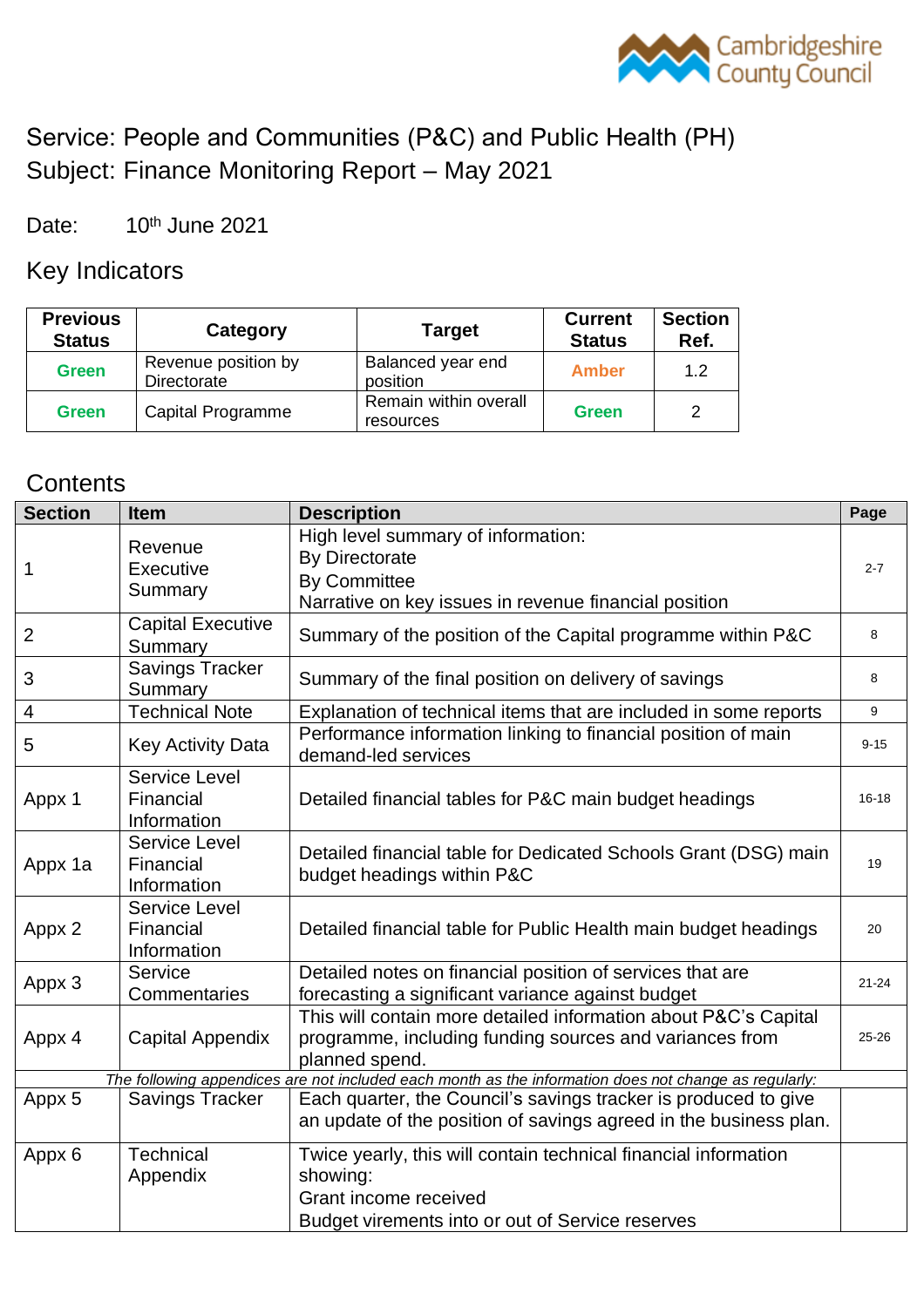Cambridgeshire County Council

# Service: People and Communities (P&C) and Public Health (PH)
# Subject: Finance Monitoring Report – May 2021

Date: 10th June 2021

## Key Indicators

| Previous Status | Category | Target | Current Status | Section Ref. |
|---|---|---|---|---|
| Green | Revenue position by Directorate | Balanced year end position | Amber | 1.2 |
| Green | Capital Programme | Remain within overall resources | Green | 2 |

## Contents

| Section | Item | Description | Page |
|---|---|---|---|
| 1 | Revenue Executive Summary | High level summary of information:<br>By Directorate<br>By Committee<br>Narrative on key issues in revenue financial position | 2-7 |
| 2 | Capital Executive Summary | Summary of the position of the Capital programme within P&C | 8 |
| 3 | Savings Tracker Summary | Summary of the final position on delivery of savings | 8 |
| 4 | Technical Note | Explanation of technical items that are included in some reports | 9 |
| 5 | Key Activity Data | Performance information linking to financial position of main demand-led services | 9-15 |
| Appx 1 | Service Level Financial Information | Detailed financial tables for P&C main budget headings | 16-18 |
| Appx 1a | Service Level Financial Information | Detailed financial table for Dedicated Schools Grant (DSG) main budget headings within P&C | 19 |
| Appx 2 | Service Level Financial Information | Detailed financial table for Public Health main budget headings | 20 |
| Appx 3 | Service Commentaries | Detailed notes on financial position of services that are forecasting a significant variance against budget | 21-24 |
| Appx 4 | Capital Appendix | This will contain more detailed information about P&C's Capital programme, including funding sources and variances from planned spend. | 25-26 |
| *The following appendices are not included each month as the information does not change as regularly:* | | | |
| Appx 5 | Savings Tracker | Each quarter, the Council's savings tracker is produced to give an update of the position of savings agreed in the business plan. | |
| Appx 6 | Technical Appendix | Twice yearly, this will contain technical financial information showing:<br>Grant income received<br>Budget virements into or out of Service reserves | |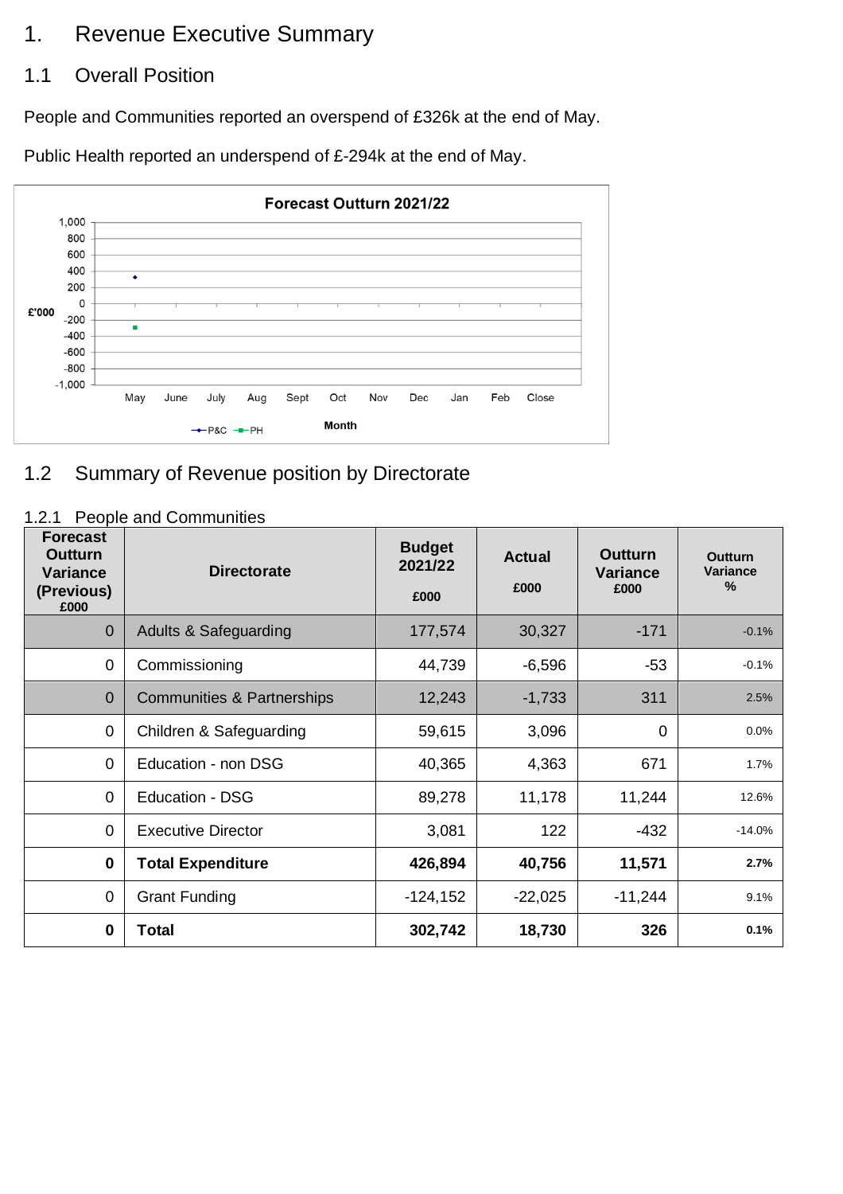# 1. Revenue Executive Summary

## 1.1 Overall Position

People and Communities reported an overspend of £326k at the end of May.

Public Health reported an underspend of £-294k at the end of May.

## 1.2 Summary of Revenue position by Directorate

### 1.2.1 People and Communities

| Forecast Outturn Variance (Previous) £000 | Directorate | Budget 2021/22 £000 | Actual £000 | Outturn Variance £000 | Outturn Variance % |
|---|---|---|---|---|---|
| 0 | Adults & Safeguarding | 177,574 | 30,327 | -171 | -0.1% |
| 0 | Commissioning | 44,739 | -6,596 | -53 | -0.1% |
| 0 | Communities & Partnerships | 12,243 | -1,733 | 311 | 2.5% |
| 0 | Children & Safeguarding | 59,615 | 3,096 | 0 | 0.0% |
| 0 | Education - non DSG | 40,365 | 4,363 | 671 | 1.7% |
| 0 | Education - DSG | 89,278 | 11,178 | 11,244 | 12.6% |
| 0 | Executive Director | 3,081 | 122 | -432 | -14.0% |
| **0** | **Total Expenditure** | **426,894** | **40,756** | **11,571** | **2.7%** |
| 0 | Grant Funding | -124,152 | -22,025 | -11,244 | 9.1% |
| **0** | **Total** | **302,742** | **18,730** | **326** | **0.1%** |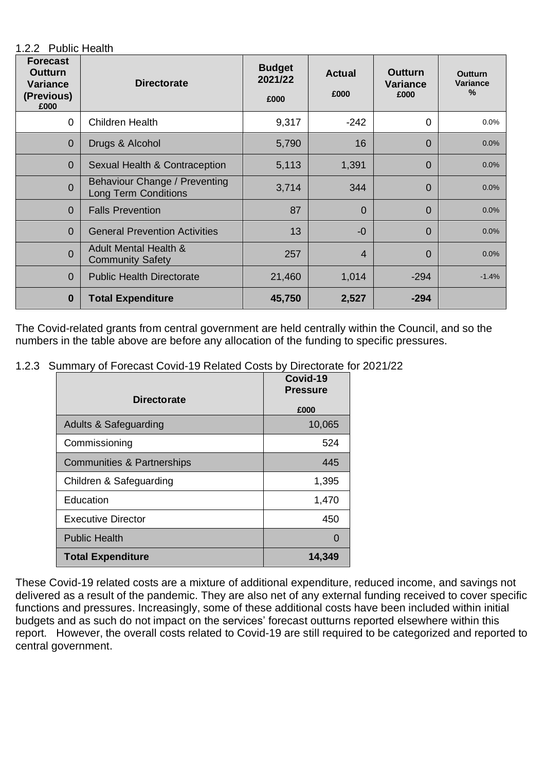1.2.2 Public Health

| Forecast Outturn Variance (Previous) £000 | Directorate | Budget 2021/22 £000 | Actual £000 | Outturn Variance £000 | Outturn Variance % |
|---|---|---|---|---|---|
| 0 | Children Health | 9,317 | -242 | 0 | 0.0% |
| 0 | Drugs & Alcohol | 5,790 | 16 | 0 | 0.0% |
| 0 | Sexual Health & Contraception | 5,113 | 1,391 | 0 | 0.0% |
| 0 | Behaviour Change / Preventing Long Term Conditions | 3,714 | 344 | 0 | 0.0% |
| 0 | Falls Prevention | 87 | 0 | 0 | 0.0% |
| 0 | General Prevention Activities | 13 | -0 | 0 | 0.0% |
| 0 | Adult Mental Health & Community Safety | 257 | 4 | 0 | 0.0% |
| 0 | Public Health Directorate | 21,460 | 1,014 | -294 | -1.4% |
| **0** | **Total Expenditure** | **45,750** | **2,527** | **-294** | |

The Covid-related grants from central government are held centrally within the Council, and so the numbers in the table above are before any allocation of the funding to specific pressures.

1.2.3 Summary of Forecast Covid-19 Related Costs by Directorate for 2021/22

| Directorate | Covid-19 Pressure £000 |
|---|---|
| Adults & Safeguarding | 10,065 |
| Commissioning | 524 |
| Communities & Partnerships | 445 |
| Children & Safeguarding | 1,395 |
| Education | 1,470 |
| Executive Director | 450 |
| Public Health | 0 |
| **Total Expenditure** | **14,349** |

These Covid-19 related costs are a mixture of additional expenditure, reduced income, and savings not delivered as a result of the pandemic. They are also net of any external funding received to cover specific functions and pressures. Increasingly, some of these additional costs have been included within initial budgets and as such do not impact on the services' forecast outturns reported elsewhere within this report. However, the overall costs related to Covid-19 are still required to be categorized and reported to central government.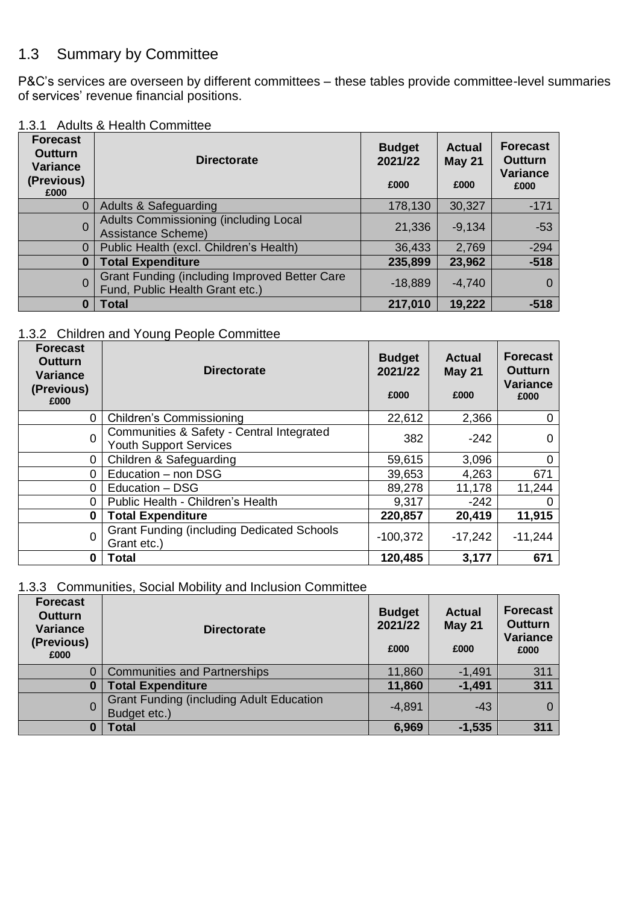## 1.3 Summary by Committee

P&C's services are overseen by different committees – these tables provide committee-level summaries of services' revenue financial positions.

### 1.3.1 Adults & Health Committee

| Forecast Outturn Variance (Previous) £000 | Directorate | Budget 2021/22 £000 | Actual May 21 £000 | Forecast Outturn Variance £000 |
|---|---|---|---|---|
| 0 | Adults & Safeguarding | 178,130 | 30,327 | -171 |
| 0 | Adults Commissioning (including Local Assistance Scheme) | 21,336 | -9,134 | -53 |
| 0 | Public Health (excl. Children's Health) | 36,433 | 2,769 | -294 |
| **0** | **Total Expenditure** | **235,899** | **23,962** | **-518** |
| 0 | Grant Funding (including Improved Better Care Fund, Public Health Grant etc.) | -18,889 | -4,740 | 0 |
| **0** | **Total** | **217,010** | **19,222** | **-518** |

### 1.3.2 Children and Young People Committee

| Forecast Outturn Variance (Previous) £000 | Directorate | Budget 2021/22 £000 | Actual May 21 £000 | Forecast Outturn Variance £000 |
|---|---|---|---|---|
| 0 | Children's Commissioning | 22,612 | 2,366 | 0 |
| 0 | Communities & Safety - Central Integrated Youth Support Services | 382 | -242 | 0 |
| 0 | Children & Safeguarding | 59,615 | 3,096 | 0 |
| 0 | Education – non DSG | 39,653 | 4,263 | 671 |
| 0 | Education – DSG | 89,278 | 11,178 | 11,244 |
| 0 | Public Health - Children's Health | 9,317 | -242 | 0 |
| **0** | **Total Expenditure** | **220,857** | **20,419** | **11,915** |
| 0 | Grant Funding (including Dedicated Schools Grant etc.) | -100,372 | -17,242 | -11,244 |
| **0** | **Total** | **120,485** | **3,177** | **671** |

### 1.3.3 Communities, Social Mobility and Inclusion Committee

| Forecast Outturn Variance (Previous) £000 | Directorate | Budget 2021/22 £000 | Actual May 21 £000 | Forecast Outturn Variance £000 |
|---|---|---|---|---|
| 0 | Communities and Partnerships | 11,860 | -1,491 | 311 |
| **0** | **Total Expenditure** | **11,860** | **-1,491** | **311** |
| 0 | Grant Funding (including Adult Education Budget etc.) | -4,891 | -43 | 0 |
| **0** | **Total** | **6,969** | **-1,535** | **311** |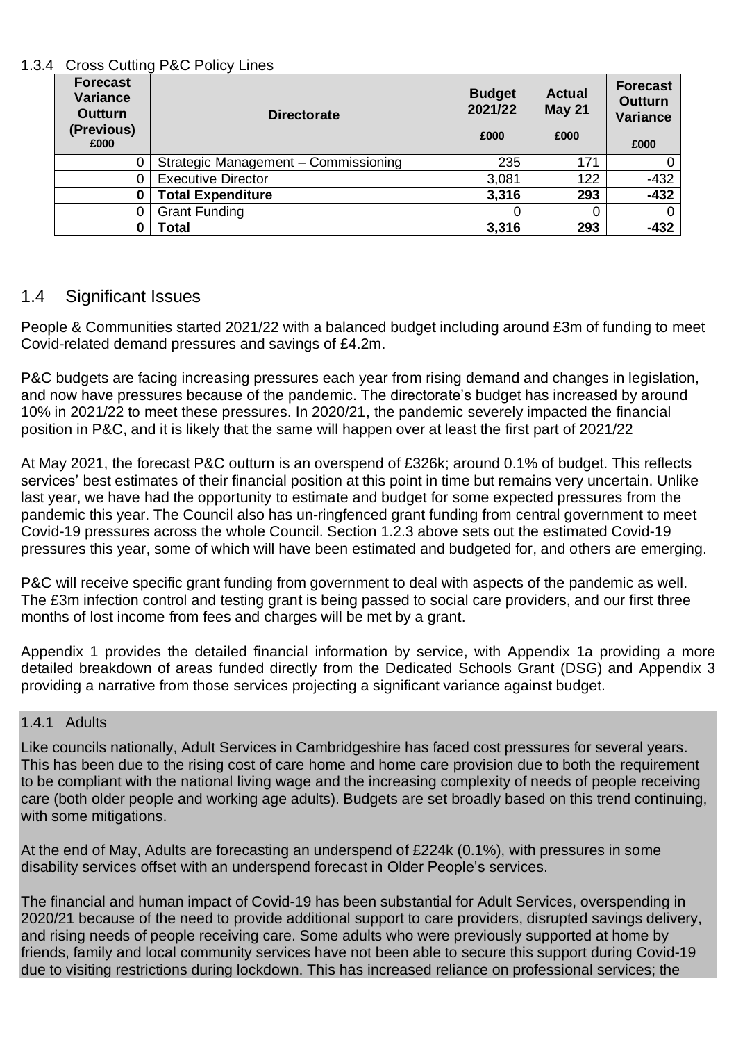#### 1.3.4 Cross Cutting P&C Policy Lines

| Forecast Variance Outturn (Previous) £000 | Directorate | Budget 2021/22 £000 | Actual May 21 £000 | Forecast Outturn Variance £000 |
|---|---|---|---|---|
| 0 | Strategic Management – Commissioning | 235 | 171 | 0 |
| 0 | Executive Director | 3,081 | 122 | -432 |
| **0** | **Total Expenditure** | **3,316** | **293** | **-432** |
| 0 | Grant Funding | 0 | 0 | 0 |
| **0** | **Total** | **3,316** | **293** | **-432** |

## 1.4 Significant Issues

People & Communities started 2021/22 with a balanced budget including around £3m of funding to meet Covid-related demand pressures and savings of £4.2m.

P&C budgets are facing increasing pressures each year from rising demand and changes in legislation, and now have pressures because of the pandemic. The directorate's budget has increased by around 10% in 2021/22 to meet these pressures. In 2020/21, the pandemic severely impacted the financial position in P&C, and it is likely that the same will happen over at least the first part of 2021/22

At May 2021, the forecast P&C outturn is an overspend of £326k; around 0.1% of budget. This reflects services' best estimates of their financial position at this point in time but remains very uncertain. Unlike last year, we have had the opportunity to estimate and budget for some expected pressures from the pandemic this year. The Council also has un-ringfenced grant funding from central government to meet Covid-19 pressures across the whole Council. Section 1.2.3 above sets out the estimated Covid-19 pressures this year, some of which will have been estimated and budgeted for, and others are emerging.

P&C will receive specific grant funding from government to deal with aspects of the pandemic as well. The £3m infection control and testing grant is being passed to social care providers, and our first three months of lost income from fees and charges will be met by a grant.

Appendix 1 provides the detailed financial information by service, with Appendix 1a providing a more detailed breakdown of areas funded directly from the Dedicated Schools Grant (DSG) and Appendix 3 providing a narrative from those services projecting a significant variance against budget.

### 1.4.1 Adults

Like councils nationally, Adult Services in Cambridgeshire has faced cost pressures for several years. This has been due to the rising cost of care home and home care provision due to both the requirement to be compliant with the national living wage and the increasing complexity of needs of people receiving care (both older people and working age adults). Budgets are set broadly based on this trend continuing, with some mitigations.

At the end of May, Adults are forecasting an underspend of £224k (0.1%), with pressures in some disability services offset with an underspend forecast in Older People's services.

The financial and human impact of Covid-19 has been substantial for Adult Services, overspending in 2020/21 because of the need to provide additional support to care providers, disrupted savings delivery, and rising needs of people receiving care. Some adults who were previously supported at home by friends, family and local community services have not been able to secure this support during Covid-19 due to visiting restrictions during lockdown. This has increased reliance on professional services; the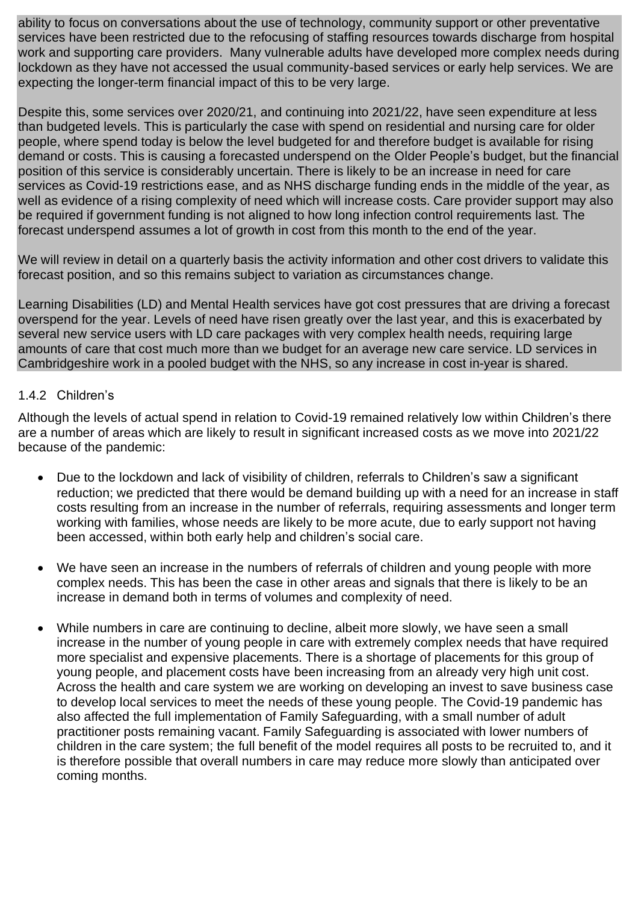ability to focus on conversations about the use of technology, community support or other preventative services have been restricted due to the refocusing of staffing resources towards discharge from hospital work and supporting care providers. Many vulnerable adults have developed more complex needs during lockdown as they have not accessed the usual community-based services or early help services. We are expecting the longer-term financial impact of this to be very large.

Despite this, some services over 2020/21, and continuing into 2021/22, have seen expenditure at less than budgeted levels. This is particularly the case with spend on residential and nursing care for older people, where spend today is below the level budgeted for and therefore budget is available for rising demand or costs. This is causing a forecasted underspend on the Older People's budget, but the financial position of this service is considerably uncertain. There is likely to be an increase in need for care services as Covid-19 restrictions ease, and as NHS discharge funding ends in the middle of the year, as well as evidence of a rising complexity of need which will increase costs. Care provider support may also be required if government funding is not aligned to how long infection control requirements last. The forecast underspend assumes a lot of growth in cost from this month to the end of the year.

We will review in detail on a quarterly basis the activity information and other cost drivers to validate this forecast position, and so this remains subject to variation as circumstances change.

Learning Disabilities (LD) and Mental Health services have got cost pressures that are driving a forecast overspend for the year. Levels of need have risen greatly over the last year, and this is exacerbated by several new service users with LD care packages with very complex health needs, requiring large amounts of care that cost much more than we budget for an average new care service. LD services in Cambridgeshire work in a pooled budget with the NHS, so any increase in cost in-year is shared.

### 1.4.2 Children's

Although the levels of actual spend in relation to Covid-19 remained relatively low within Children's there are a number of areas which are likely to result in significant increased costs as we move into 2021/22 because of the pandemic:

- Due to the lockdown and lack of visibility of children, referrals to Children's saw a significant reduction; we predicted that there would be demand building up with a need for an increase in staff costs resulting from an increase in the number of referrals, requiring assessments and longer term working with families, whose needs are likely to be more acute, due to early support not having been accessed, within both early help and children's social care.

- We have seen an increase in the numbers of referrals of children and young people with more complex needs. This has been the case in other areas and signals that there is likely to be an increase in demand both in terms of volumes and complexity of need.

- While numbers in care are continuing to decline, albeit more slowly, we have seen a small increase in the number of young people in care with extremely complex needs that have required more specialist and expensive placements. There is a shortage of placements for this group of young people, and placement costs have been increasing from an already very high unit cost. Across the health and care system we are working on developing an invest to save business case to develop local services to meet the needs of these young people. The Covid-19 pandemic has also affected the full implementation of Family Safeguarding, with a small number of adult practitioner posts remaining vacant. Family Safeguarding is associated with lower numbers of children in the care system; the full benefit of the model requires all posts to be recruited to, and it is therefore possible that overall numbers in care may reduce more slowly than anticipated over coming months.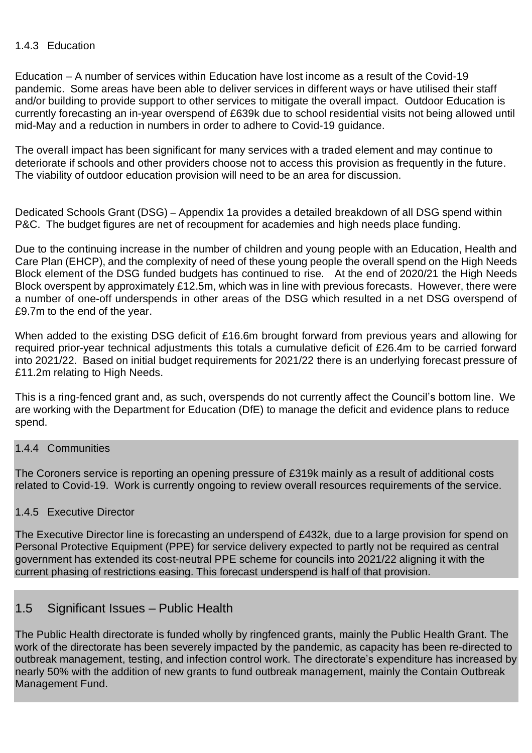#### 1.4.3 Education

Education – A number of services within Education have lost income as a result of the Covid-19 pandemic. Some areas have been able to deliver services in different ways or have utilised their staff and/or building to provide support to other services to mitigate the overall impact. Outdoor Education is currently forecasting an in-year overspend of £639k due to school residential visits not being allowed until mid-May and a reduction in numbers in order to adhere to Covid-19 guidance.

The overall impact has been significant for many services with a traded element and may continue to deteriorate if schools and other providers choose not to access this provision as frequently in the future. The viability of outdoor education provision will need to be an area for discussion.

Dedicated Schools Grant (DSG) – Appendix 1a provides a detailed breakdown of all DSG spend within P&C. The budget figures are net of recoupment for academies and high needs place funding.

Due to the continuing increase in the number of children and young people with an Education, Health and Care Plan (EHCP), and the complexity of need of these young people the overall spend on the High Needs Block element of the DSG funded budgets has continued to rise. At the end of 2020/21 the High Needs Block overspent by approximately £12.5m, which was in line with previous forecasts. However, there were a number of one-off underspends in other areas of the DSG which resulted in a net DSG overspend of £9.7m to the end of the year.

When added to the existing DSG deficit of £16.6m brought forward from previous years and allowing for required prior-year technical adjustments this totals a cumulative deficit of £26.4m to be carried forward into 2021/22. Based on initial budget requirements for 2021/22 there is an underlying forecast pressure of £11.2m relating to High Needs.

This is a ring-fenced grant and, as such, overspends do not currently affect the Council's bottom line. We are working with the Department for Education (DfE) to manage the deficit and evidence plans to reduce spend.

#### 1.4.4 Communities

The Coroners service is reporting an opening pressure of £319k mainly as a result of additional costs related to Covid-19. Work is currently ongoing to review overall resources requirements of the service.

#### 1.4.5 Executive Director

The Executive Director line is forecasting an underspend of £432k, due to a large provision for spend on Personal Protective Equipment (PPE) for service delivery expected to partly not be required as central government has extended its cost-neutral PPE scheme for councils into 2021/22 aligning it with the current phasing of restrictions easing. This forecast underspend is half of that provision.

## 1.5 Significant Issues – Public Health

The Public Health directorate is funded wholly by ringfenced grants, mainly the Public Health Grant. The work of the directorate has been severely impacted by the pandemic, as capacity has been re-directed to outbreak management, testing, and infection control work. The directorate's expenditure has increased by nearly 50% with the addition of new grants to fund outbreak management, mainly the Contain Outbreak Management Fund.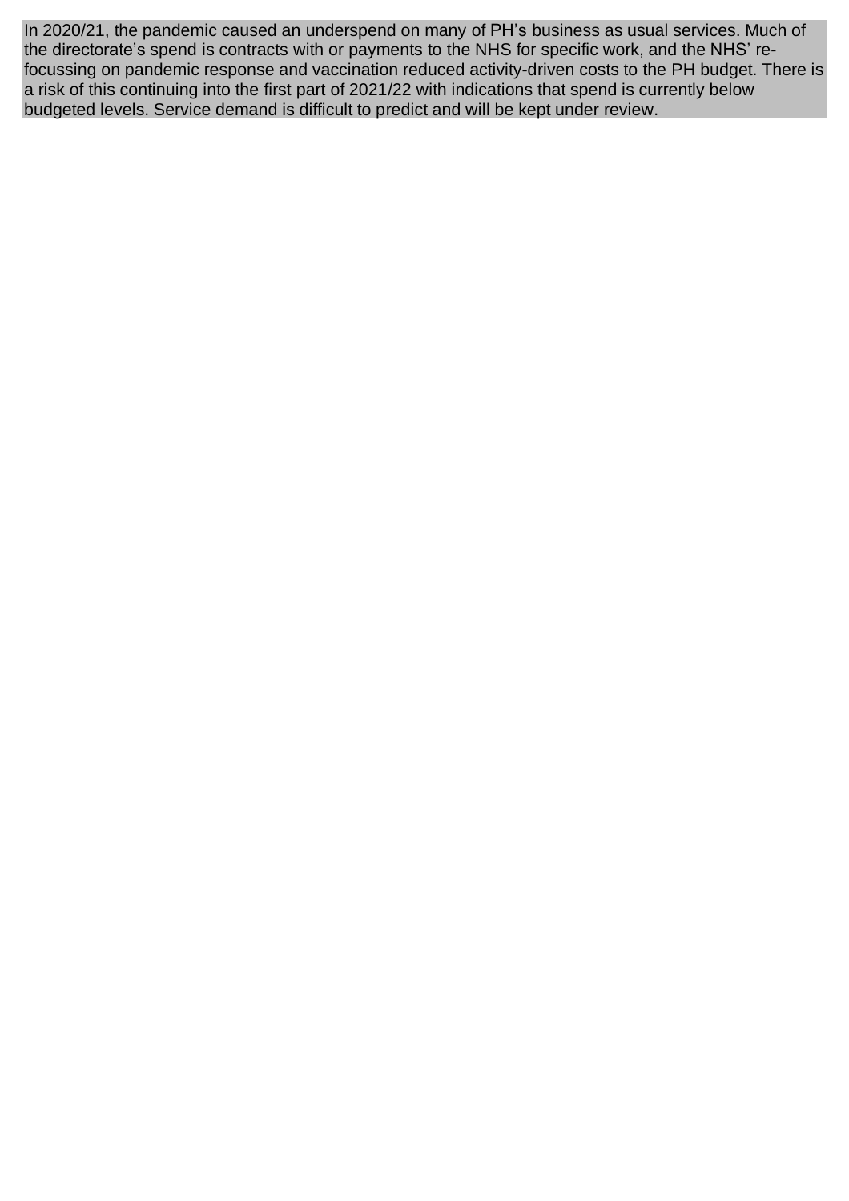In 2020/21, the pandemic caused an underspend on many of PH's business as usual services. Much of the directorate's spend is contracts with or payments to the NHS for specific work, and the NHS' re-focussing on pandemic response and vaccination reduced activity-driven costs to the PH budget. There is a risk of this continuing into the first part of 2021/22 with indications that spend is currently below budgeted levels. Service demand is difficult to predict and will be kept under review.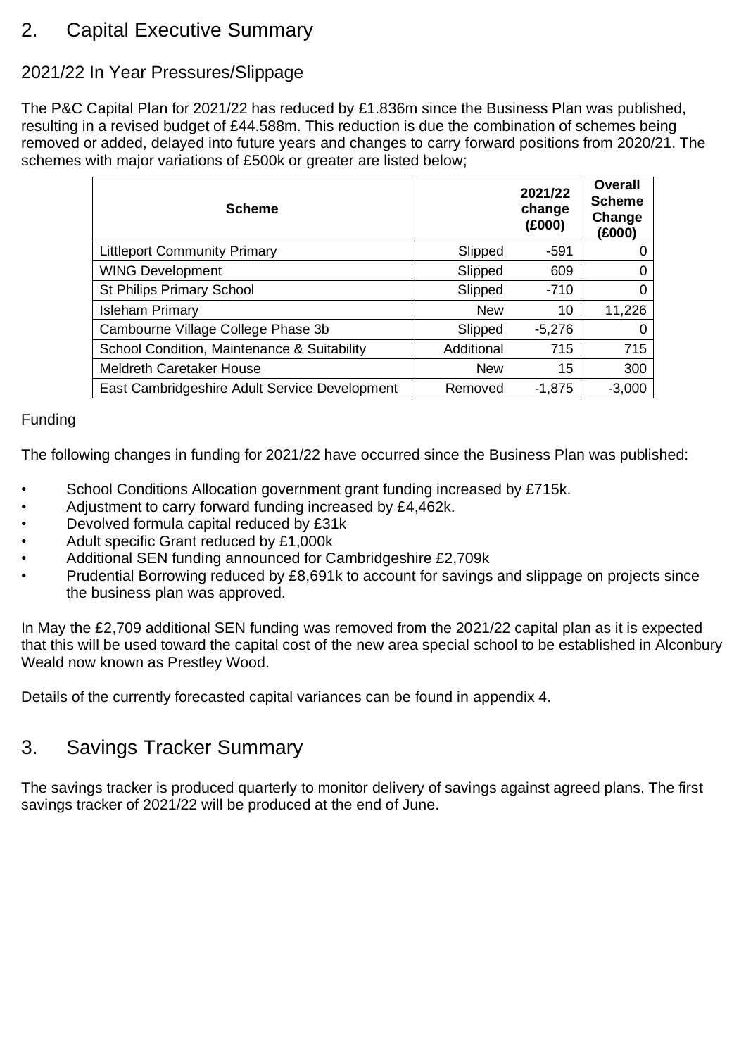## 2. Capital Executive Summary

### 2021/22 In Year Pressures/Slippage

The P&C Capital Plan for 2021/22 has reduced by £1.836m since the Business Plan was published, resulting in a revised budget of £44.588m. This reduction is due the combination of schemes being removed or added, delayed into future years and changes to carry forward positions from 2020/21. The schemes with major variations of £500k or greater are listed below;

| Scheme | | 2021/22 change (£000) | Overall Scheme Change (£000) |
|---|---|---|---|
| Littleport Community Primary | Slipped | -591 | 0 |
| WING Development | Slipped | 609 | 0 |
| St Philips Primary School | Slipped | -710 | 0 |
| Isleham Primary | New | 10 | 11,226 |
| Cambourne Village College Phase 3b | Slipped | -5,276 | 0 |
| School Condition, Maintenance & Suitability | Additional | 715 | 715 |
| Meldreth Caretaker House | New | 15 | 300 |
| East Cambridgeshire Adult Service Development | Removed | -1,875 | -3,000 |

### Funding

The following changes in funding for 2021/22 have occurred since the Business Plan was published:

- School Conditions Allocation government grant funding increased by £715k.
- Adjustment to carry forward funding increased by £4,462k.
- Devolved formula capital reduced by £31k
- Adult specific Grant reduced by £1,000k
- Additional SEN funding announced for Cambridgeshire £2,709k
- Prudential Borrowing reduced by £8,691k to account for savings and slippage on projects since the business plan was approved.

In May the £2,709 additional SEN funding was removed from the 2021/22 capital plan as it is expected that this will be used toward the capital cost of the new area special school to be established in Alconbury Weald now known as Prestley Wood.

Details of the currently forecasted capital variances can be found in appendix 4.

## 3. Savings Tracker Summary

The savings tracker is produced quarterly to monitor delivery of savings against agreed plans. The first savings tracker of 2021/22 will be produced at the end of June.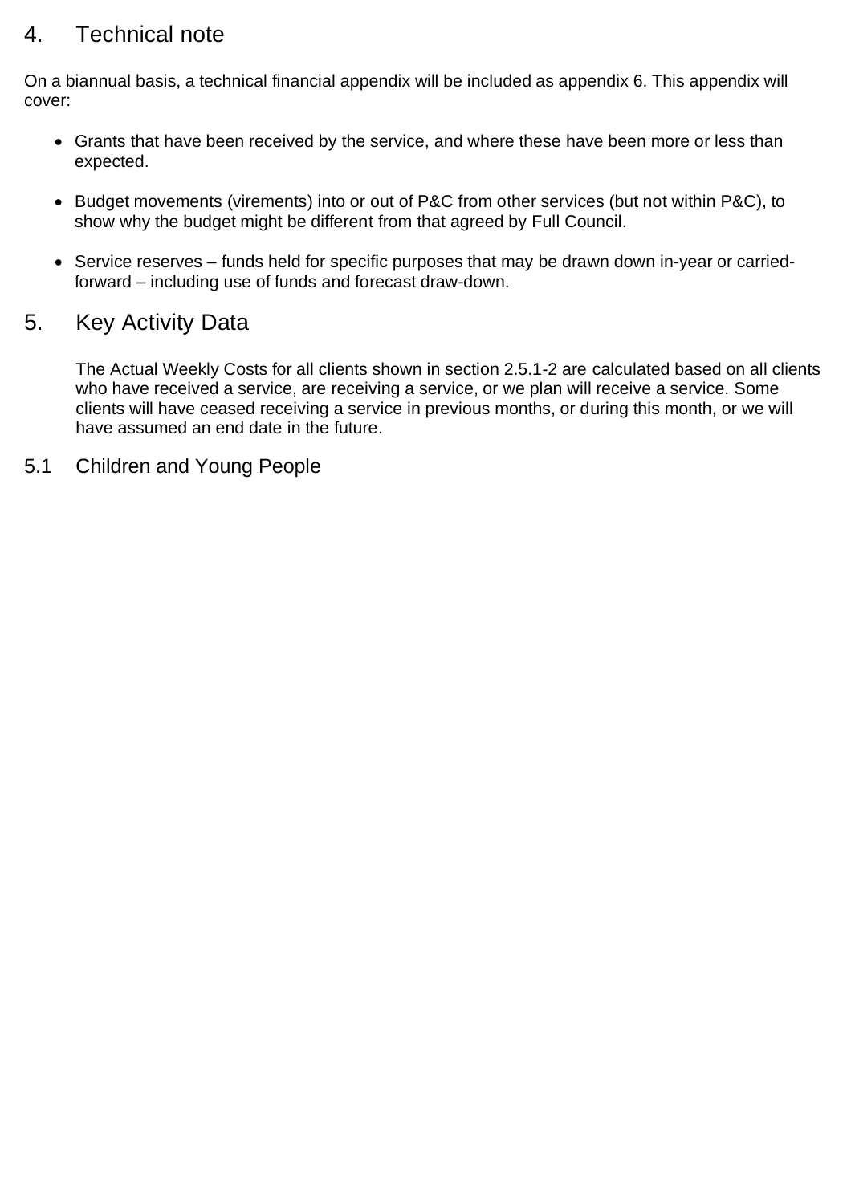## 4. Technical note

On a biannual basis, a technical financial appendix will be included as appendix 6. This appendix will cover:

- Grants that have been received by the service, and where these have been more or less than expected.
- Budget movements (virements) into or out of P&C from other services (but not within P&C), to show why the budget might be different from that agreed by Full Council.
- Service reserves – funds held for specific purposes that may be drawn down in-year or carried-forward – including use of funds and forecast draw-down.

## 5. Key Activity Data

The Actual Weekly Costs for all clients shown in section 2.5.1-2 are calculated based on all clients who have received a service, are receiving a service, or we plan will receive a service. Some clients will have ceased receiving a service in previous months, or during this month, or we will have assumed an end date in the future.

### 5.1 Children and Young People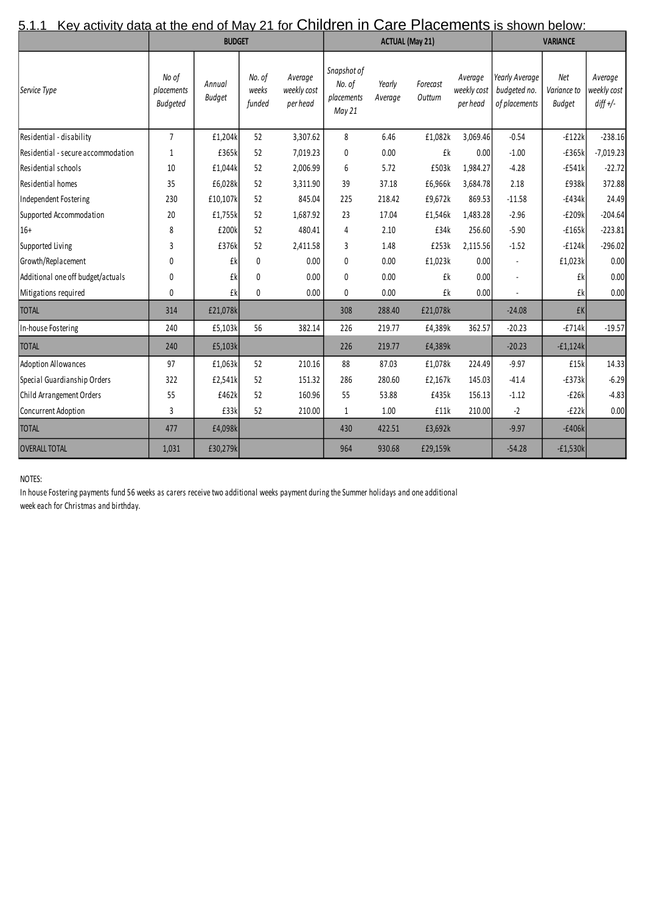5.1.1 Key activity data at the end of May 21 for Children in Care Placements is shown below:

| Service Type | BUDGET | | | | ACTUAL (May 21) | | | | VARIANCE | | |
|---|---|---|---|---|---|---|---|---|---|---|---|
| | No of placements Budgeted | Annual Budget | No. of weeks funded | Average weekly cost per head | Snapshot of No. of placements May 21 | Yearly Average | Forecast Outturn | Average weekly cost per head | Yearly Average budgeted no. of placements | Net Variance to Budget | Average weekly cost diff +/- |
| Residential - disability | 7 | £1,204k | 52 | 3,307.62 | 8 | 6.46 | £1,082k | 3,069.46 | -0.54 | -£122k | -238.16 |
| Residential - secure accommodation | 1 | £365k | 52 | 7,019.23 | 0 | 0.00 | £k | 0.00 | -1.00 | -£365k | -7,019.23 |
| Residential schools | 10 | £1,044k | 52 | 2,006.99 | 6 | 5.72 | £503k | 1,984.27 | -4.28 | -£541k | -22.72 |
| Residential homes | 35 | £6,028k | 52 | 3,311.90 | 39 | 37.18 | £6,966k | 3,684.78 | 2.18 | £938k | 372.88 |
| Independent Fostering | 230 | £10,107k | 52 | 845.04 | 225 | 218.42 | £9,672k | 869.53 | -11.58 | -£434k | 24.49 |
| Supported Accommodation | 20 | £1,755k | 52 | 1,687.92 | 23 | 17.04 | £1,546k | 1,483.28 | -2.96 | -£209k | -204.64 |
| 16+ | 8 | £200k | 52 | 480.41 | 4 | 2.10 | £34k | 256.60 | -5.90 | -£165k | -223.81 |
| Supported Living | 3 | £376k | 52 | 2,411.58 | 3 | 1.48 | £253k | 2,115.56 | -1.52 | -£124k | -296.02 |
| Growth/Replacement | 0 | £k | 0 | 0.00 | 0 | 0.00 | £1,023k | 0.00 | - | £1,023k | 0.00 |
| Additional one off budget/actuals | 0 | £k | 0 | 0.00 | 0 | 0.00 | £k | 0.00 | - | £k | 0.00 |
| Mitigations required | 0 | £k | 0 | 0.00 | 0 | 0.00 | £k | 0.00 | - | £k | 0.00 |
| TOTAL | 314 | £21,078k | | | 308 | 288.40 | £21,078k | | -24.08 | £K | |
| In-house Fostering | 240 | £5,103k | 56 | 382.14 | 226 | 219.77 | £4,389k | 362.57 | -20.23 | -£714k | -19.57 |
| TOTAL | 240 | £5,103k | | | 226 | 219.77 | £4,389k | | -20.23 | -£1,124k | |
| Adoption Allowances | 97 | £1,063k | 52 | 210.16 | 88 | 87.03 | £1,078k | 224.49 | -9.97 | £15k | 14.33 |
| Special Guardianship Orders | 322 | £2,541k | 52 | 151.32 | 286 | 280.60 | £2,167k | 145.03 | -41.4 | -£373k | -6.29 |
| Child Arrangement Orders | 55 | £462k | 52 | 160.96 | 55 | 53.88 | £435k | 156.13 | -1.12 | -£26k | -4.83 |
| Concurrent Adoption | 3 | £33k | 52 | 210.00 | 1 | 1.00 | £11k | 210.00 | -2 | -£22k | 0.00 |
| TOTAL | 477 | £4,098k | | | 430 | 422.51 | £3,692k | | -9.97 | -£406k | |
| OVERALL TOTAL | 1,031 | £30,279k | | | 964 | 930.68 | £29,159k | | -54.28 | -£1,530k | |

NOTES:

In house Fostering payments fund 56 weeks as carers receive two additional weeks payment during the Summer holidays and one additional week each for Christmas and birthday.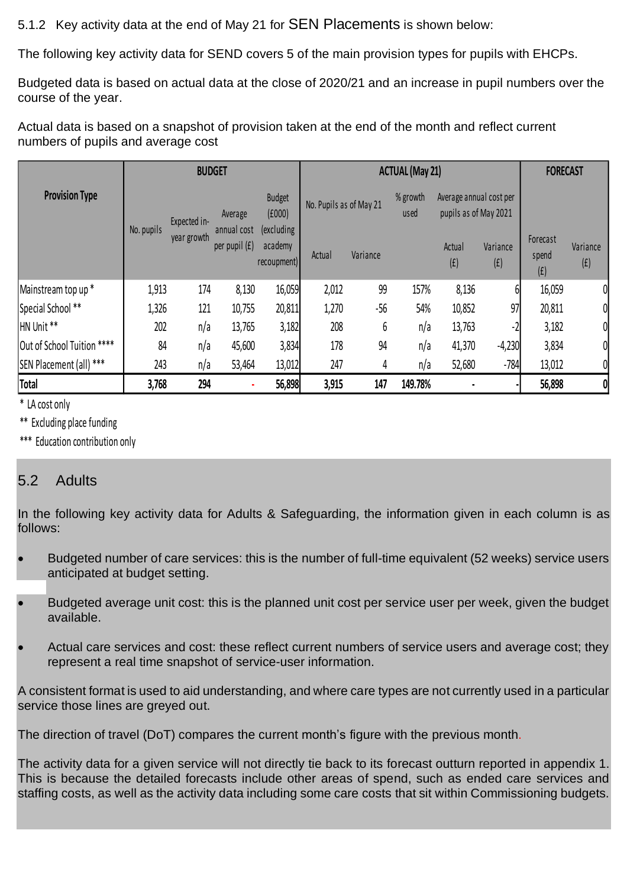5.1.2 Key activity data at the end of May 21 for SEN Placements is shown below:

The following key activity data for SEND covers 5 of the main provision types for pupils with EHCPs.

Budgeted data is based on actual data at the close of 2020/21 and an increase in pupil numbers over the course of the year.

Actual data is based on a snapshot of provision taken at the end of the month and reflect current numbers of pupils and average cost

| Provision Type | BUDGET | | | | ACTUAL (May 21) | | | | | FORECAST | |
|---|---|---|---|---|---|---|---|---|---|---|---|
| | No. pupils | Expected in-year growth | Average annual cost per pupil (£) | Budget (£000) (excluding academy recoupment) | No. Pupils as of May 21 | | % growth used | Average annual cost per pupils as of May 2021 | | Forecast spend (£) | Variance (£) |
| | | | | | Actual | Variance | | Actual (£) | Variance (£) | | |
| Mainstream top up * | 1,913 | 174 | 8,130 | 16,059 | 2,012 | 99 | 157% | 8,136 | 6 | 16,059 | 0 |
| Special School ** | 1,326 | 121 | 10,755 | 20,811 | 1,270 | -56 | 54% | 10,852 | 97 | 20,811 | 0 |
| HN Unit ** | 202 | n/a | 13,765 | 3,182 | 208 | 6 | n/a | 13,763 | -2 | 3,182 | 0 |
| Out of School Tuition **** | 84 | n/a | 45,600 | 3,834 | 178 | 94 | n/a | 41,370 | -4,230 | 3,834 | 0 |
| SEN Placement (all) *** | 243 | n/a | 53,464 | 13,012 | 247 | 4 | n/a | 52,680 | -784 | 13,012 | 0 |
| **Total** | **3,768** | **294** | - | **56,898** | **3,915** | **147** | **149.78%** | - | - | **56,898** | **0** |

* LA cost only

** Excluding place funding

*** Education contribution only

## 5.2 Adults

In the following key activity data for Adults & Safeguarding, the information given in each column is as follows:

- Budgeted number of care services: this is the number of full-time equivalent (52 weeks) service users anticipated at budget setting.
- Budgeted average unit cost: this is the planned unit cost per service user per week, given the budget available.
- Actual care services and cost: these reflect current numbers of service users and average cost; they represent a real time snapshot of service-user information.

A consistent format is used to aid understanding, and where care types are not currently used in a particular service those lines are greyed out.

The direction of travel (DoT) compares the current month's figure with the previous month.

The activity data for a given service will not directly tie back to its forecast outturn reported in appendix 1. This is because the detailed forecasts include other areas of spend, such as ended care services and staffing costs, as well as the activity data including some care costs that sit within Commissioning budgets.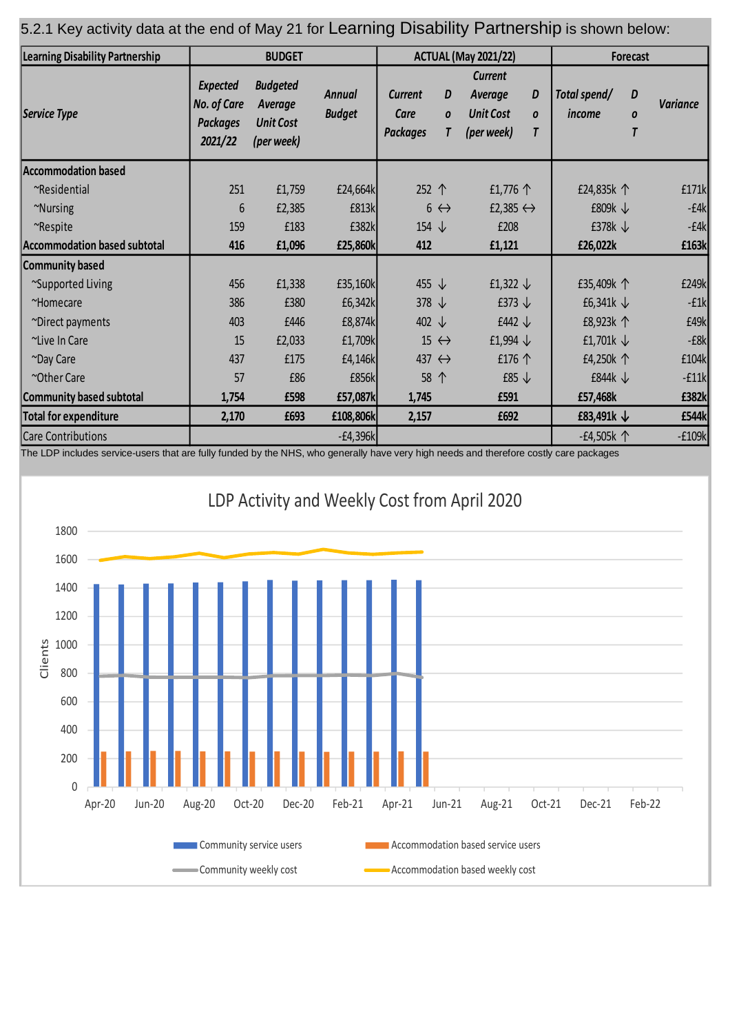5.2.1 Key activity data at the end of May 21 for **Learning Disability Partnership** is shown below:

| Learning Disability Partnership | BUDGET | | | ACTUAL (May 2021/22) | | | | Forecast | | |
|---|---|---|---|---|---|---|---|---|---|---|
| *Service Type* | *Expected No. of Care Packages 2021/22* | *Budgeted Average Unit Cost (per week)* | *Annual Budget* | *Current Care Packages* | *DoT* | *Current Average Unit Cost (per week)* | *DoT* | *Total spend/ income* | *DoT* | *Variance* |
| **Accommodation based** | | | | | | | | | | |
| ~Residential | 251 | £1,759 | £24,664k | 252 | ↑ | £1,776 | ↑ | £24,835k | ↑ | £171k |
| ~Nursing | 6 | £2,385 | £813k | 6 | ↔ | £2,385 | ↔ | £809k | ↓ | -£4k |
| ~Respite | 159 | £183 | £382k | 154 | ↓ | £208 | | £378k | ↓ | -£4k |
| **Accommodation based subtotal** | **416** | **£1,096** | **£25,860k** | **412** | | **£1,121** | | **£26,022k** | | **£163k** |
| **Community based** | | | | | | | | | | |
| ~Supported Living | 456 | £1,338 | £35,160k | 455 | ↓ | £1,322 | ↓ | £35,409k | ↑ | £249k |
| ~Homecare | 386 | £380 | £6,342k | 378 | ↓ | £373 | ↓ | £6,341k | ↓ | -£1k |
| ~Direct payments | 403 | £446 | £8,874k | 402 | ↓ | £442 | ↓ | £8,923k | ↑ | £49k |
| ~Live In Care | 15 | £2,033 | £1,709k | 15 | ↔ | £1,994 | ↓ | £1,701k | ↓ | -£8k |
| ~Day Care | 437 | £175 | £4,146k | 437 | ↔ | £176 | ↑ | £4,250k | ↑ | £104k |
| ~Other Care | 57 | £86 | £856k | 58 | ↑ | £85 | ↓ | £844k | ↓ | -£11k |
| **Community based subtotal** | **1,754** | **£598** | **£57,087k** | **1,745** | | **£591** | | **£57,468k** | | **£382k** |
| **Total for expenditure** | **2,170** | **£693** | **£108,806k** | **2,157** | | **£692** | | **£83,491k** | ↓ | **£544k** |
| Care Contributions | | | -£4,396k | | | | | -£4,505k | ↑ | -£109k |

The LDP includes service-users that are fully funded by the NHS, who generally have very high needs and therefore costly care packages

**LDP Activity and Weekly Cost from April 2020**

Y-axis: Clients (0–1800). X-axis: Apr-20 to Feb-22.

Legend: Community service users; Accommodation based service users; Community weekly cost; Accommodation based weekly cost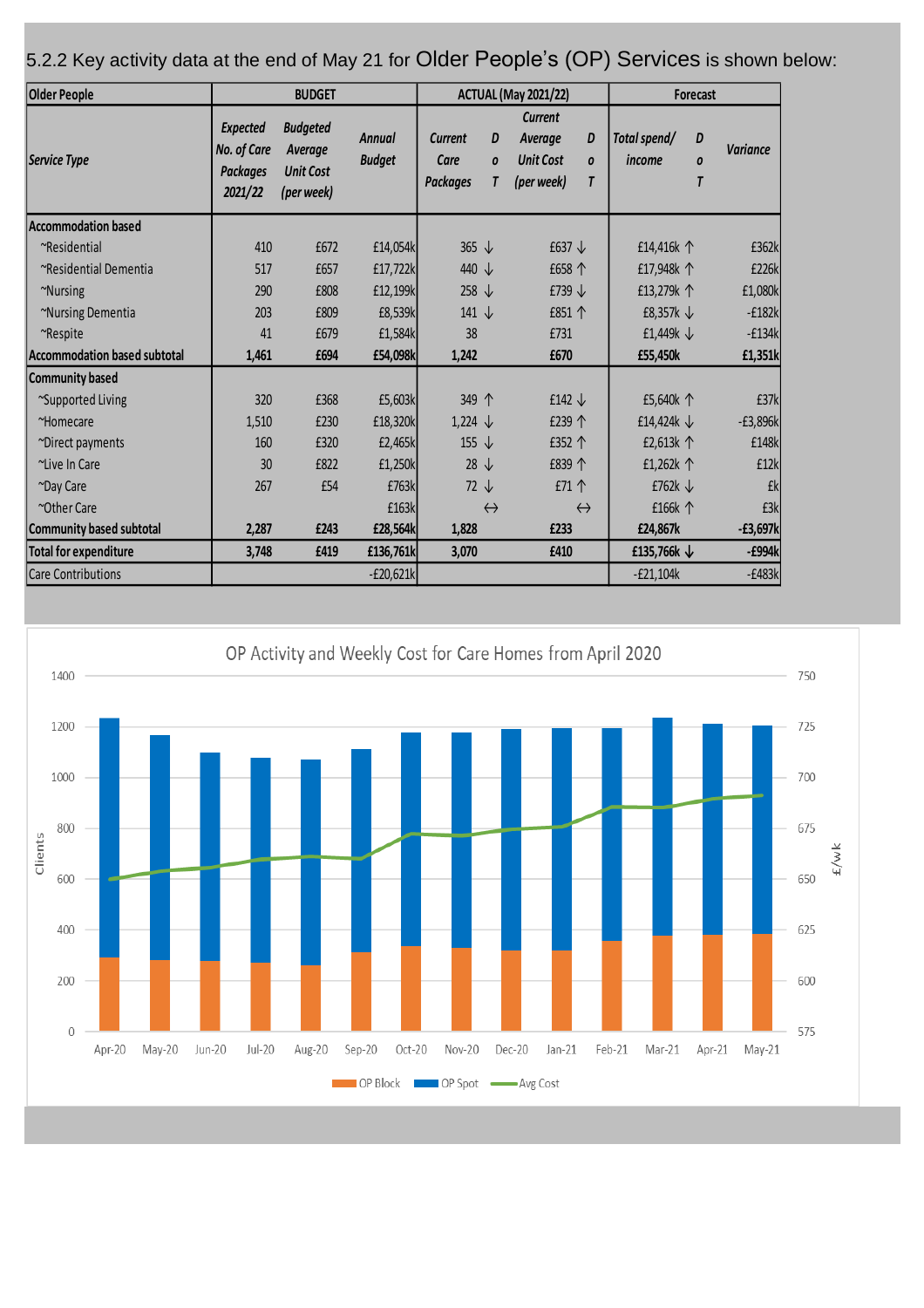5.2.2 Key activity data at the end of May 21 for **Older People's (OP) Services** is shown below:

| Older People | BUDGET | | | ACTUAL (May 2021/22) | | | | Forecast | | |
|---|---|---|---|---|---|---|---|---|---|---|
| *Service Type* | *Expected No. of Care Packages 2021/22* | *Budgeted Average Unit Cost (per week)* | *Annual Budget* | *Current Care Packages* | *DoT* | *Current Average Unit Cost (per week)* | *DoT* | *Total spend/ income* | *DoT* | *Variance* |
| **Accommodation based** | | | | | | | | | | |
| ~Residential | 410 | £672 | £14,054k | 365 | ↓ | £637 | ↓ | £14,416k | ↑ | £362k |
| ~Residential Dementia | 517 | £657 | £17,722k | 440 | ↓ | £658 | ↑ | £17,948k | ↑ | £226k |
| ~Nursing | 290 | £808 | £12,199k | 258 | ↓ | £739 | ↓ | £13,279k | ↑ | £1,080k |
| ~Nursing Dementia | 203 | £809 | £8,539k | 141 | ↓ | £851 | ↑ | £8,357k | ↓ | -£182k |
| ~Respite | 41 | £679 | £1,584k | 38 | | £731 | | £1,449k | ↓ | -£134k |
| **Accommodation based subtotal** | **1,461** | **£694** | **£54,098k** | **1,242** | | **£670** | | **£55,450k** | | **£1,351k** |
| **Community based** | | | | | | | | | | |
| ~Supported Living | 320 | £368 | £5,603k | 349 | ↑ | £142 | ↓ | £5,640k | ↑ | £37k |
| ~Homecare | 1,510 | £230 | £18,320k | 1,224 | ↓ | £239 | ↑ | £14,424k | ↓ | -£3,896k |
| ~Direct payments | 160 | £320 | £2,465k | 155 | ↓ | £352 | ↑ | £2,613k | ↑ | £148k |
| ~Live In Care | 30 | £822 | £1,250k | 28 | ↓ | £839 | ↑ | £1,262k | ↑ | £12k |
| ~Day Care | 267 | £54 | £763k | 72 | ↓ | £71 | ↑ | £762k | ↓ | £k |
| ~Other Care | | | £163k | | ↔ | | ↔ | £166k | ↑ | £3k |
| **Community based subtotal** | **2,287** | **£243** | **£28,564k** | **1,828** | | **£233** | | **£24,867k** | | **-£3,697k** |
| **Total for expenditure** | **3,748** | **£419** | **£136,761k** | **3,070** | | **£410** | | **£135,766k** | ↓ | **-£994k** |
| Care Contributions | | | -£20,621k | | | | | -£21,104k | | -£483k |

OP Activity and Weekly Cost for Care Homes from April 2020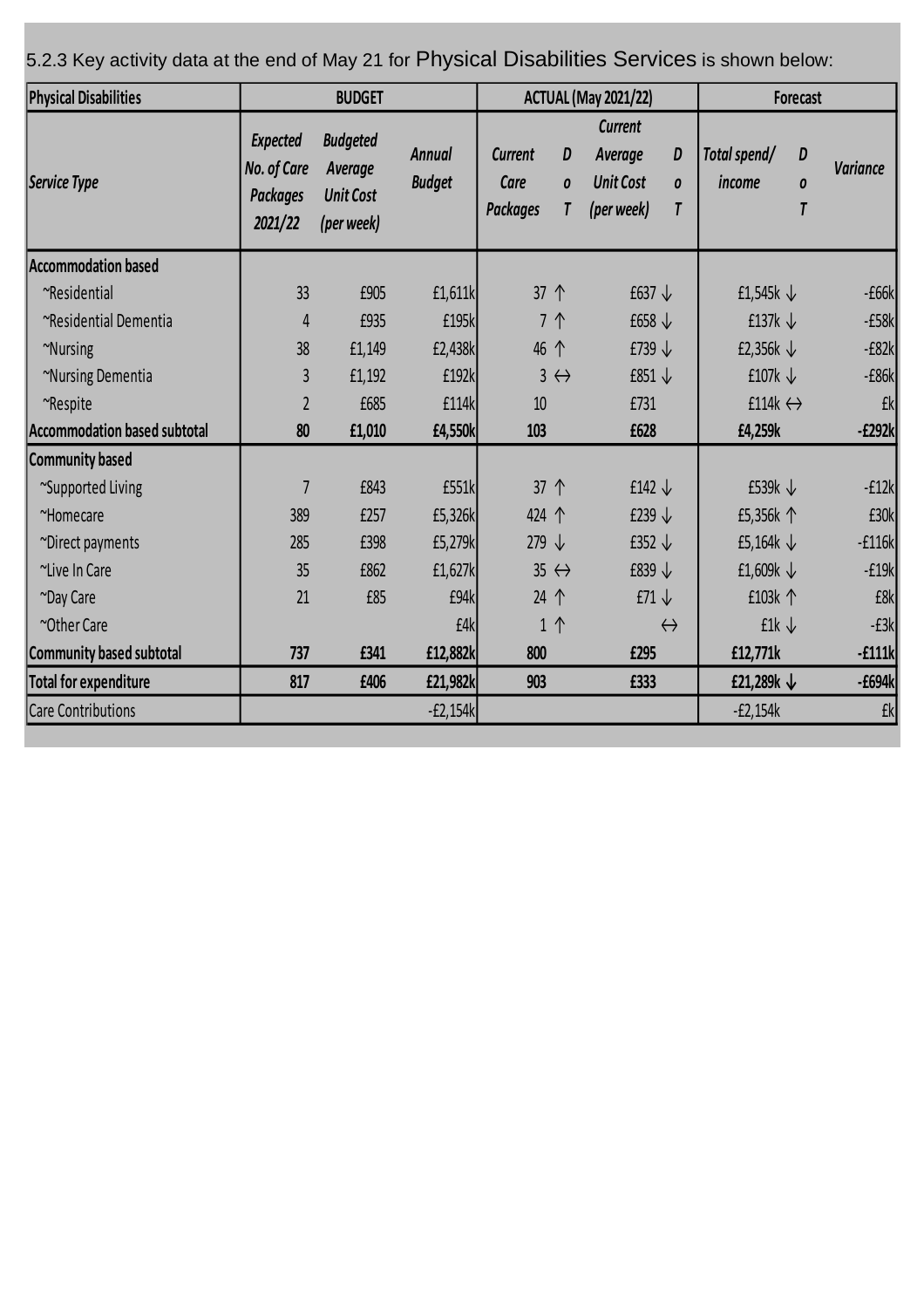5.2.3 Key activity data at the end of May 21 for Physical Disabilities Services is shown below:

| Physical Disabilities | BUDGET | | | ACTUAL (May 2021/22) | | | | Forecast | | |
|---|---|---|---|---|---|---|---|---|---|---|
| *Service Type* | *Expected No. of Care Packages 2021/22* | *Budgeted Average Unit Cost (per week)* | *Annual Budget* | *Current Care Packages* | *DoT* | *Current Average Unit Cost (per week)* | *DoT* | *Total spend/ income* | *DoT* | *Variance* |
| **Accommodation based** | | | | | | | | | | |
| ~Residential | 33 | £905 | £1,611k | 37 | ↑ | £637 | ↓ | £1,545k | ↓ | -£66k |
| ~Residential Dementia | 4 | £935 | £195k | 7 | ↑ | £658 | ↓ | £137k | ↓ | -£58k |
| ~Nursing | 38 | £1,149 | £2,438k | 46 | ↑ | £739 | ↓ | £2,356k | ↓ | -£82k |
| ~Nursing Dementia | 3 | £1,192 | £192k | 3 | ↔ | £851 | ↓ | £107k | ↓ | -£86k |
| ~Respite | 2 | £685 | £114k | 10 | | £731 | | £114k | ↔ | £k |
| **Accommodation based subtotal** | **80** | **£1,010** | **£4,550k** | **103** | | **£628** | | **£4,259k** | | **-£292k** |
| **Community based** | | | | | | | | | | |
| ~Supported Living | 7 | £843 | £551k | 37 | ↑ | £142 | ↓ | £539k | ↓ | -£12k |
| ~Homecare | 389 | £257 | £5,326k | 424 | ↑ | £239 | ↓ | £5,356k | ↑ | £30k |
| ~Direct payments | 285 | £398 | £5,279k | 279 | ↓ | £352 | ↓ | £5,164k | ↓ | -£116k |
| ~Live In Care | 35 | £862 | £1,627k | 35 | ↔ | £839 | ↓ | £1,609k | ↓ | -£19k |
| ~Day Care | 21 | £85 | £94k | 24 | ↑ | £71 | ↓ | £103k | ↑ | £8k |
| ~Other Care | | | £4k | 1 | ↑ | | ↔ | £1k | ↓ | -£3k |
| **Community based subtotal** | **737** | **£341** | **£12,882k** | **800** | | **£295** | | **£12,771k** | | **-£111k** |
| **Total for expenditure** | **817** | **£406** | **£21,982k** | **903** | | **£333** | | **£21,289k** | **↓** | **-£694k** |
| Care Contributions | | | -£2,154k | | | | | -£2,154k | | £k |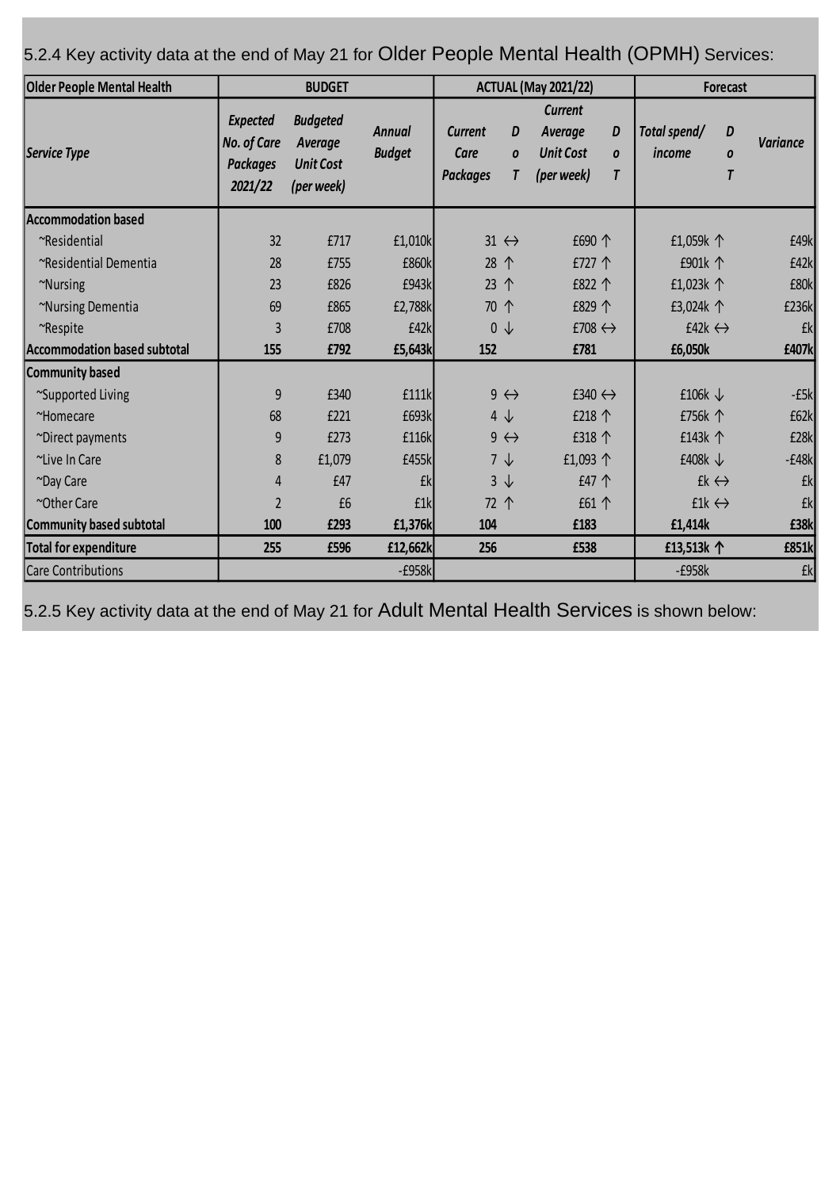5.2.4 Key activity data at the end of May 21 for Older People Mental Health (OPMH) Services:

| Older People Mental Health | BUDGET | | | ACTUAL (May 2021/22) | | | | Forecast | | |
|---|---|---|---|---|---|---|---|---|---|---|
| *Service Type* | *Expected No. of Care Packages 2021/22* | *Budgeted Average Unit Cost (per week)* | *Annual Budget* | *Current Care Packages* | *DoT* | *Current Average Unit Cost (per week)* | *DoT* | *Total spend/ income* | *DoT* | *Variance* |
| **Accommodation based** | | | | | | | | | | |
| ~Residential | 32 | £717 | £1,010k | 31 | ↔ | £690 | ↑ | £1,059k | ↑ | £49k |
| ~Residential Dementia | 28 | £755 | £860k | 28 | ↑ | £727 | ↑ | £901k | ↑ | £42k |
| ~Nursing | 23 | £826 | £943k | 23 | ↑ | £822 | ↑ | £1,023k | ↑ | £80k |
| ~Nursing Dementia | 69 | £865 | £2,788k | 70 | ↑ | £829 | ↑ | £3,024k | ↑ | £236k |
| ~Respite | 3 | £708 | £42k | 0 | ↓ | £708 | ↔ | £42k | ↔ | £k |
| **Accommodation based subtotal** | **155** | **£792** | **£5,643k** | **152** | | **£781** | | **£6,050k** | | **£407k** |
| **Community based** | | | | | | | | | | |
| ~Supported Living | 9 | £340 | £111k | 9 | ↔ | £340 | ↔ | £106k | ↓ | -£5k |
| ~Homecare | 68 | £221 | £693k | 4 | ↓ | £218 | ↑ | £756k | ↑ | £62k |
| ~Direct payments | 9 | £273 | £116k | 9 | ↔ | £318 | ↑ | £143k | ↑ | £28k |
| ~Live In Care | 8 | £1,079 | £455k | 7 | ↓ | £1,093 | ↑ | £408k | ↓ | -£48k |
| ~Day Care | 4 | £47 | £k | 3 | ↓ | £47 | ↑ | £k | ↔ | £k |
| ~Other Care | 2 | £6 | £1k | 72 | ↑ | £61 | ↑ | £1k | ↔ | £k |
| **Community based subtotal** | **100** | **£293** | **£1,376k** | **104** | | **£183** | | **£1,414k** | | **£38k** |
| **Total for expenditure** | **255** | **£596** | **£12,662k** | **256** | | **£538** | | **£13,513k** | **↑** | **£851k** |
| Care Contributions | | | -£958k | | | | | -£958k | | £k |

5.2.5 Key activity data at the end of May 21 for Adult Mental Health Services is shown below: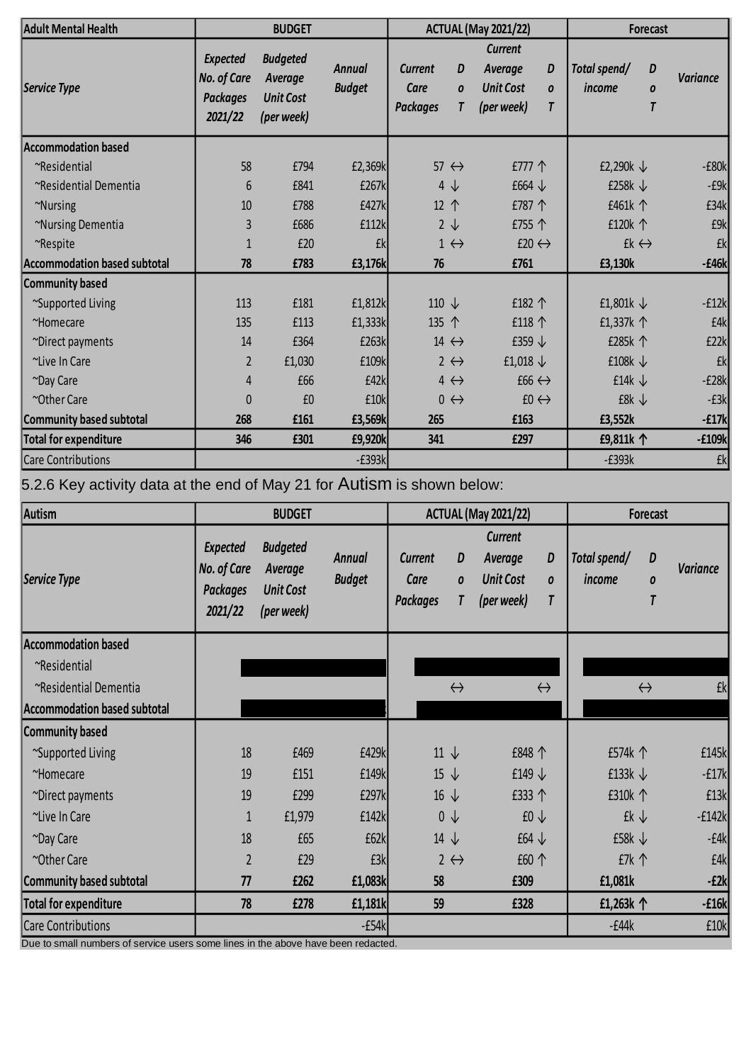| Adult Mental Health | BUDGET | | | ACTUAL (May 2021/22) | | | | Forecast | | |
|---|---|---|---|---|---|---|---|---|---|---|
| Service Type | Expected No. of Care Packages 2021/22 | Budgeted Average Unit Cost (per week) | Annual Budget | Current Care Packages | D o T | Current Average Unit Cost (per week) | D o T | Total spend/ income | D o T | Variance |
| **Accommodation based** | | | | | | | | | | |
| ~Residential | 58 | £794 | £2,369k | 57 | ↔ | £777 | ↑ | £2,290k | ↓ | -£80k |
| ~Residential Dementia | 6 | £841 | £267k | 4 | ↓ | £664 | ↓ | £258k | ↓ | -£9k |
| ~Nursing | 10 | £788 | £427k | 12 | ↑ | £787 | ↑ | £461k | ↑ | £34k |
| ~Nursing Dementia | 3 | £686 | £112k | 2 | ↓ | £755 | ↑ | £120k | ↑ | £9k |
| ~Respite | 1 | £20 | £k | 1 | ↔ | £20 | ↔ | £k | ↔ | £k |
| **Accommodation based subtotal** | **78** | **£783** | **£3,176k** | **76** | | **£761** | | **£3,130k** | | **-£46k** |
| **Community based** | | | | | | | | | | |
| ~Supported Living | 113 | £181 | £1,812k | 110 | ↓ | £182 | ↑ | £1,801k | ↓ | -£12k |
| ~Homecare | 135 | £113 | £1,333k | 135 | ↑ | £118 | ↑ | £1,337k | ↑ | £4k |
| ~Direct payments | 14 | £364 | £263k | 14 | ↔ | £359 | ↓ | £285k | ↑ | £22k |
| ~Live In Care | 2 | £1,030 | £109k | 2 | ↔ | £1,018 | ↓ | £108k | ↓ | £k |
| ~Day Care | 4 | £66 | £42k | 4 | ↔ | £66 | ↔ | £14k | ↓ | -£28k |
| ~Other Care | 0 | £0 | £10k | 0 | ↔ | £0 | ↔ | £8k | ↓ | -£3k |
| **Community based subtotal** | **268** | **£161** | **£3,569k** | **265** | | **£163** | | **£3,552k** | | **-£17k** |
| **Total for expenditure** | **346** | **£301** | **£9,920k** | **341** | | **£297** | | **£9,811k** | **↑** | **-£109k** |
| Care Contributions | | | -£393k | | | | | -£393k | | £k |

5.2.6 Key activity data at the end of May 21 for Autism is shown below:

| Autism | BUDGET | | | ACTUAL (May 2021/22) | | | | Forecast | | |
|---|---|---|---|---|---|---|---|---|---|---|
| Service Type | Expected No. of Care Packages 2021/22 | Budgeted Average Unit Cost (per week) | Annual Budget | Current Care Packages | D o T | Current Average Unit Cost (per week) | D o T | Total spend/ income | D o T | Variance |
| **Accommodation based** | | | | | | | | | | |
| ~Residential | | | | | | | | | | |
| ~Residential Dementia | | | | | ↔ | | ↔ | | ↔ | £k |
| **Accommodation based subtotal** | | | | | | | | | | |
| **Community based** | | | | | | | | | | |
| ~Supported Living | 18 | £469 | £429k | 11 | ↓ | £848 | ↑ | £574k | ↑ | £145k |
| ~Homecare | 19 | £151 | £149k | 15 | ↓ | £149 | ↓ | £133k | ↓ | -£17k |
| ~Direct payments | 19 | £299 | £297k | 16 | ↓ | £333 | ↑ | £310k | ↑ | £13k |
| ~Live In Care | 1 | £1,979 | £142k | 0 | ↓ | £0 | ↓ | £k | ↓ | -£142k |
| ~Day Care | 18 | £65 | £62k | 14 | ↓ | £64 | ↓ | £58k | ↓ | -£4k |
| ~Other Care | 2 | £29 | £3k | 2 | ↔ | £60 | ↑ | £7k | ↑ | £4k |
| **Community based subtotal** | **77** | **£262** | **£1,083k** | **58** | | **£309** | | **£1,081k** | | **-£2k** |
| **Total for expenditure** | **78** | **£278** | **£1,181k** | **59** | | **£328** | | **£1,263k** | **↑** | **-£16k** |
| Care Contributions | | | -£54k | | | | | -£44k | | £10k |

Due to small numbers of service users some lines in the above have been redacted.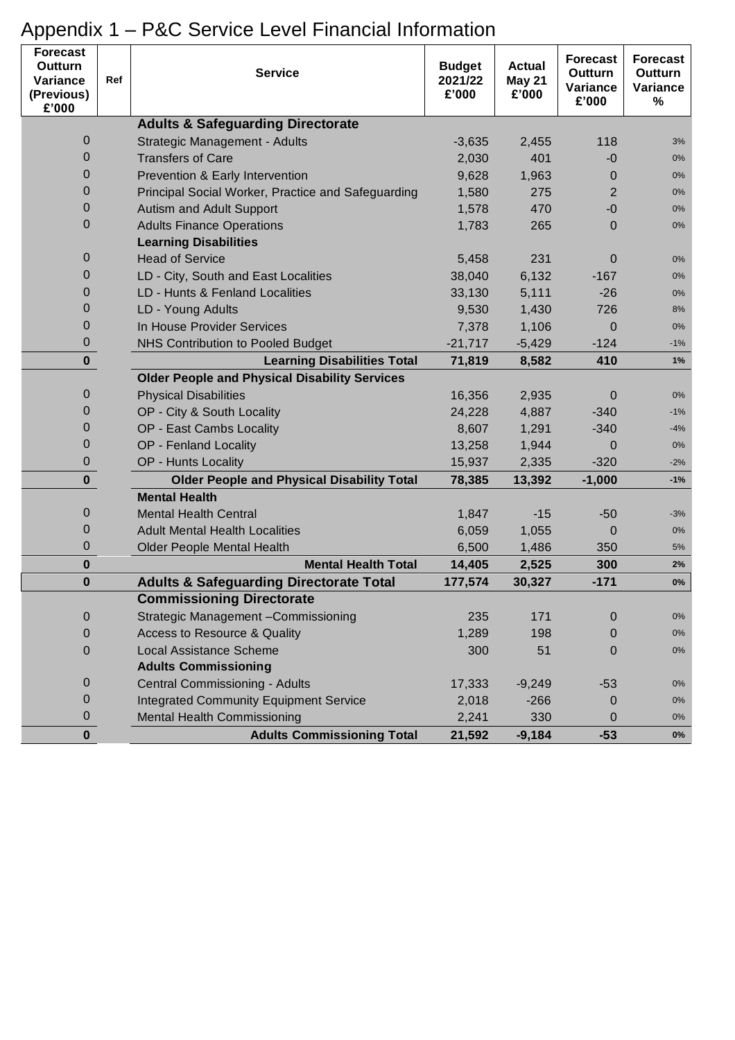# Appendix 1 – P&C Service Level Financial Information

| Forecast Outturn Variance (Previous) £'000 | Ref | Service | Budget 2021/22 £'000 | Actual May 21 £'000 | Forecast Outturn Variance £'000 | Forecast Outturn Variance % |
|---|---|---|---|---|---|---|
| | | **Adults & Safeguarding Directorate** | | | | |
| 0 | | Strategic Management - Adults | -3,635 | 2,455 | 118 | 3% |
| 0 | | Transfers of Care | 2,030 | 401 | -0 | 0% |
| 0 | | Prevention & Early Intervention | 9,628 | 1,963 | 0 | 0% |
| 0 | | Principal Social Worker, Practice and Safeguarding | 1,580 | 275 | 2 | 0% |
| 0 | | Autism and Adult Support | 1,578 | 470 | -0 | 0% |
| 0 | | Adults Finance Operations | 1,783 | 265 | 0 | 0% |
| | | **Learning Disabilities** | | | | |
| 0 | | Head of Service | 5,458 | 231 | 0 | 0% |
| 0 | | LD - City, South and East Localities | 38,040 | 6,132 | -167 | 0% |
| 0 | | LD - Hunts & Fenland Localities | 33,130 | 5,111 | -26 | 0% |
| 0 | | LD - Young Adults | 9,530 | 1,430 | 726 | 8% |
| 0 | | In House Provider Services | 7,378 | 1,106 | 0 | 0% |
| 0 | | NHS Contribution to Pooled Budget | -21,717 | -5,429 | -124 | -1% |
| **0** | | **Learning Disabilities Total** | **71,819** | **8,582** | **410** | **1%** |
| | | **Older People and Physical Disability Services** | | | | |
| 0 | | Physical Disabilities | 16,356 | 2,935 | 0 | 0% |
| 0 | | OP - City & South Locality | 24,228 | 4,887 | -340 | -1% |
| 0 | | OP - East Cambs Locality | 8,607 | 1,291 | -340 | -4% |
| 0 | | OP - Fenland Locality | 13,258 | 1,944 | 0 | 0% |
| 0 | | OP - Hunts Locality | 15,937 | 2,335 | -320 | -2% |
| **0** | | **Older People and Physical Disability Total** | **78,385** | **13,392** | **-1,000** | **-1%** |
| | | **Mental Health** | | | | |
| 0 | | Mental Health Central | 1,847 | -15 | -50 | -3% |
| 0 | | Adult Mental Health Localities | 6,059 | 1,055 | 0 | 0% |
| 0 | | Older People Mental Health | 6,500 | 1,486 | 350 | 5% |
| **0** | | **Mental Health Total** | **14,405** | **2,525** | **300** | **2%** |
| **0** | | **Adults & Safeguarding Directorate Total** | **177,574** | **30,327** | **-171** | **0%** |
| | | **Commissioning Directorate** | | | | |
| 0 | | Strategic Management –Commissioning | 235 | 171 | 0 | 0% |
| 0 | | Access to Resource & Quality | 1,289 | 198 | 0 | 0% |
| 0 | | Local Assistance Scheme | 300 | 51 | 0 | 0% |
| | | **Adults Commissioning** | | | | |
| 0 | | Central Commissioning - Adults | 17,333 | -9,249 | -53 | 0% |
| 0 | | Integrated Community Equipment Service | 2,018 | -266 | 0 | 0% |
| 0 | | Mental Health Commissioning | 2,241 | 330 | 0 | 0% |
| **0** | | **Adults Commissioning Total** | **21,592** | **-9,184** | **-53** | **0%** |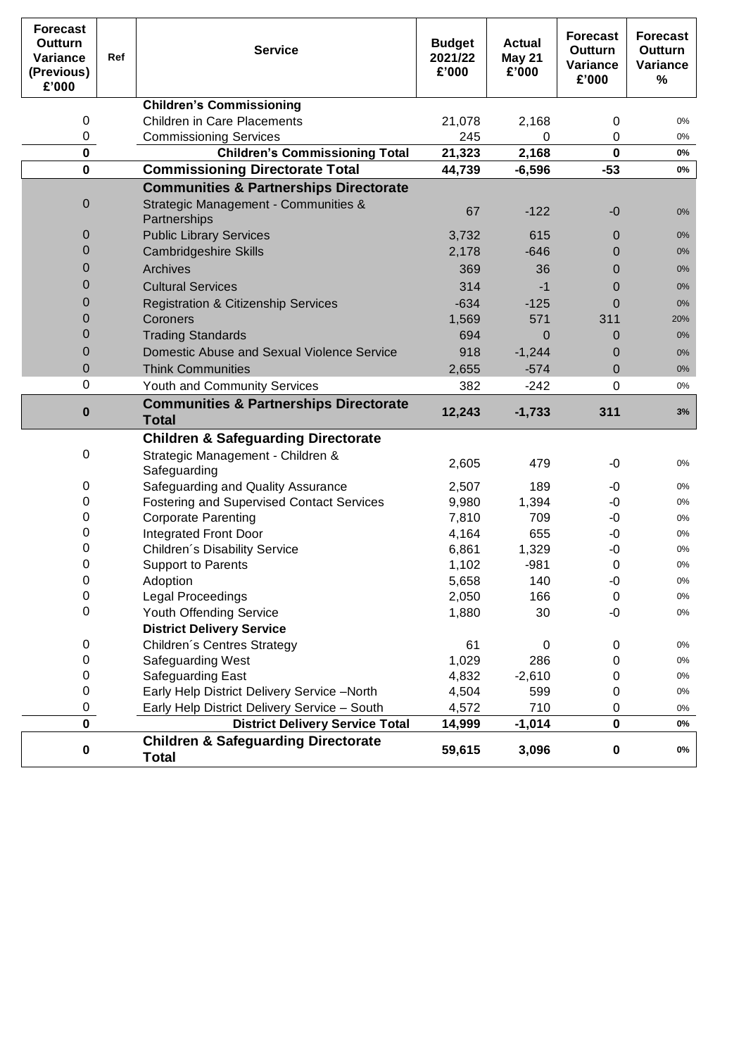| Forecast Outturn Variance (Previous) £'000 | Ref | Service | Budget 2021/22 £'000 | Actual May 21 £'000 | Forecast Outturn Variance £'000 | Forecast Outturn Variance % |
|---|---|---|---|---|---|---|
| | | **Children's Commissioning** | | | | |
| 0 | | Children in Care Placements | 21,078 | 2,168 | 0 | 0% |
| 0 | | Commissioning Services | 245 | 0 | 0 | 0% |
| **0** | | **Children's Commissioning Total** | **21,323** | **2,168** | **0** | **0%** |
| **0** | | **Commissioning Directorate Total** | **44,739** | **-6,596** | **-53** | **0%** |
| | | **Communities & Partnerships Directorate** | | | | |
| 0 | | Strategic Management - Communities & Partnerships | 67 | -122 | -0 | 0% |
| 0 | | Public Library Services | 3,732 | 615 | 0 | 0% |
| 0 | | Cambridgeshire Skills | 2,178 | -646 | 0 | 0% |
| 0 | | Archives | 369 | 36 | 0 | 0% |
| 0 | | Cultural Services | 314 | -1 | 0 | 0% |
| 0 | | Registration & Citizenship Services | -634 | -125 | 0 | 0% |
| 0 | | Coroners | 1,569 | 571 | 311 | 20% |
| 0 | | Trading Standards | 694 | 0 | 0 | 0% |
| 0 | | Domestic Abuse and Sexual Violence Service | 918 | -1,244 | 0 | 0% |
| 0 | | Think Communities | 2,655 | -574 | 0 | 0% |
| 0 | | Youth and Community Services | 382 | -242 | 0 | 0% |
| **0** | | **Communities & Partnerships Directorate Total** | **12,243** | **-1,733** | **311** | **3%** |
| | | **Children & Safeguarding Directorate** | | | | |
| 0 | | Strategic Management - Children & Safeguarding | 2,605 | 479 | -0 | 0% |
| 0 | | Safeguarding and Quality Assurance | 2,507 | 189 | -0 | 0% |
| 0 | | Fostering and Supervised Contact Services | 9,980 | 1,394 | -0 | 0% |
| 0 | | Corporate Parenting | 7,810 | 709 | -0 | 0% |
| 0 | | Integrated Front Door | 4,164 | 655 | -0 | 0% |
| 0 | | Children´s Disability Service | 6,861 | 1,329 | -0 | 0% |
| 0 | | Support to Parents | 1,102 | -981 | 0 | 0% |
| 0 | | Adoption | 5,658 | 140 | -0 | 0% |
| 0 | | Legal Proceedings | 2,050 | 166 | 0 | 0% |
| 0 | | Youth Offending Service | 1,880 | 30 | -0 | 0% |
| | | **District Delivery Service** | | | | |
| 0 | | Children´s Centres Strategy | 61 | 0 | 0 | 0% |
| 0 | | Safeguarding West | 1,029 | 286 | 0 | 0% |
| 0 | | Safeguarding East | 4,832 | -2,610 | 0 | 0% |
| 0 | | Early Help District Delivery Service –North | 4,504 | 599 | 0 | 0% |
| 0 | | Early Help District Delivery Service – South | 4,572 | 710 | 0 | 0% |
| **0** | | **District Delivery Service Total** | **14,999** | **-1,014** | **0** | **0%** |
| **0** | | **Children & Safeguarding Directorate Total** | **59,615** | **3,096** | **0** | **0%** |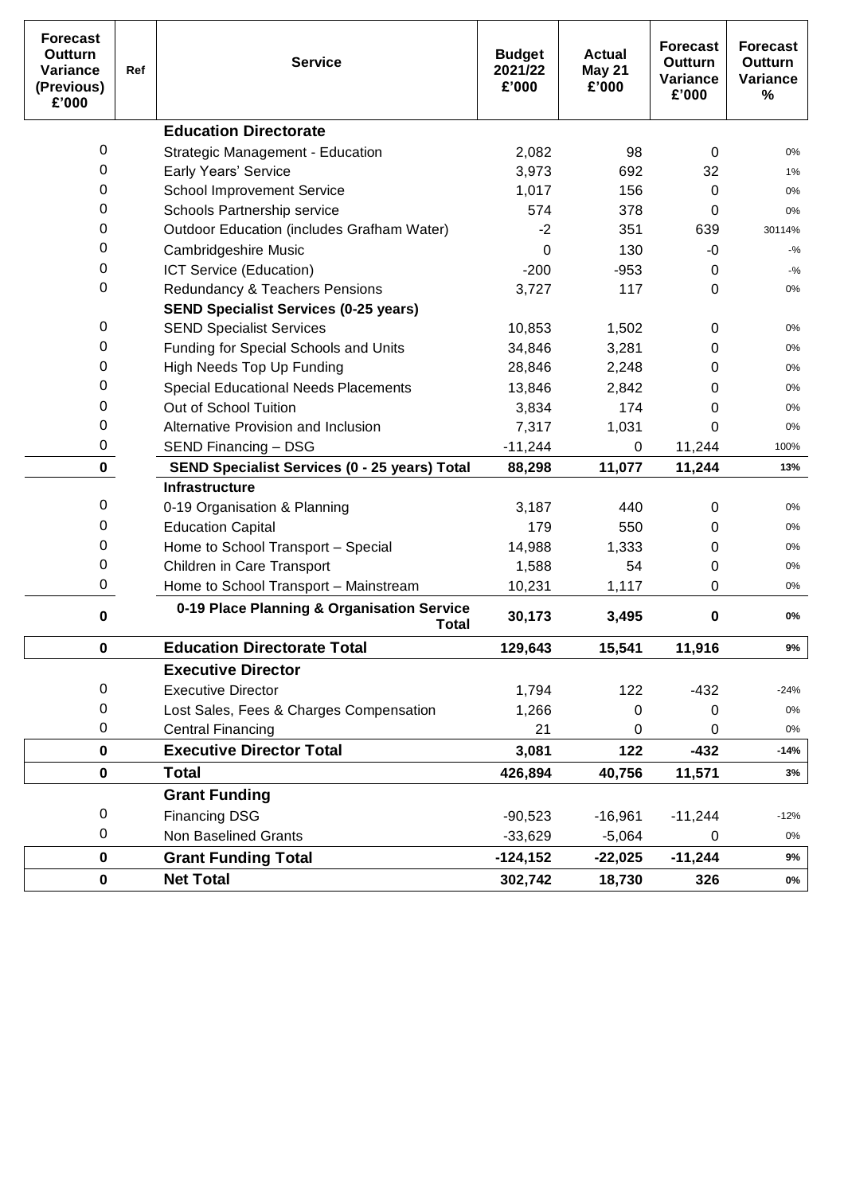| Forecast Outturn Variance (Previous) £'000 | Ref | Service | Budget 2021/22 £'000 | Actual May 21 £'000 | Forecast Outturn Variance £'000 | Forecast Outturn Variance % |
|---|---|---|---|---|---|---|
| | | **Education Directorate** | | | | |
| 0 | | Strategic Management - Education | 2,082 | 98 | 0 | 0% |
| 0 | | Early Years' Service | 3,973 | 692 | 32 | 1% |
| 0 | | School Improvement Service | 1,017 | 156 | 0 | 0% |
| 0 | | Schools Partnership service | 574 | 378 | 0 | 0% |
| 0 | | Outdoor Education (includes Grafham Water) | -2 | 351 | 639 | 30114% |
| 0 | | Cambridgeshire Music | 0 | 130 | -0 | -% |
| 0 | | ICT Service (Education) | -200 | -953 | 0 | -% |
| 0 | | Redundancy & Teachers Pensions | 3,727 | 117 | 0 | 0% |
| | | **SEND Specialist Services (0-25 years)** | | | | |
| 0 | | SEND Specialist Services | 10,853 | 1,502 | 0 | 0% |
| 0 | | Funding for Special Schools and Units | 34,846 | 3,281 | 0 | 0% |
| 0 | | High Needs Top Up Funding | 28,846 | 2,248 | 0 | 0% |
| 0 | | Special Educational Needs Placements | 13,846 | 2,842 | 0 | 0% |
| 0 | | Out of School Tuition | 3,834 | 174 | 0 | 0% |
| 0 | | Alternative Provision and Inclusion | 7,317 | 1,031 | 0 | 0% |
| 0 | | SEND Financing – DSG | -11,244 | 0 | 11,244 | 100% |
| **0** | | **SEND Specialist Services (0 - 25 years) Total** | **88,298** | **11,077** | **11,244** | **13%** |
| | | **Infrastructure** | | | | |
| 0 | | 0-19 Organisation & Planning | 3,187 | 440 | 0 | 0% |
| 0 | | Education Capital | 179 | 550 | 0 | 0% |
| 0 | | Home to School Transport – Special | 14,988 | 1,333 | 0 | 0% |
| 0 | | Children in Care Transport | 1,588 | 54 | 0 | 0% |
| 0 | | Home to School Transport – Mainstream | 10,231 | 1,117 | 0 | 0% |
| **0** | | **0-19 Place Planning & Organisation Service Total** | **30,173** | **3,495** | **0** | **0%** |
| **0** | | **Education Directorate Total** | **129,643** | **15,541** | **11,916** | **9%** |
| | | **Executive Director** | | | | |
| 0 | | Executive Director | 1,794 | 122 | -432 | -24% |
| 0 | | Lost Sales, Fees & Charges Compensation | 1,266 | 0 | 0 | 0% |
| 0 | | Central Financing | 21 | 0 | 0 | 0% |
| **0** | | **Executive Director Total** | **3,081** | **122** | **-432** | **-14%** |
| **0** | | **Total** | **426,894** | **40,756** | **11,571** | **3%** |
| | | **Grant Funding** | | | | |
| 0 | | Financing DSG | -90,523 | -16,961 | -11,244 | -12% |
| 0 | | Non Baselined Grants | -33,629 | -5,064 | 0 | 0% |
| **0** | | **Grant Funding Total** | **-124,152** | **-22,025** | **-11,244** | **9%** |
| **0** | | **Net Total** | **302,742** | **18,730** | **326** | **0%** |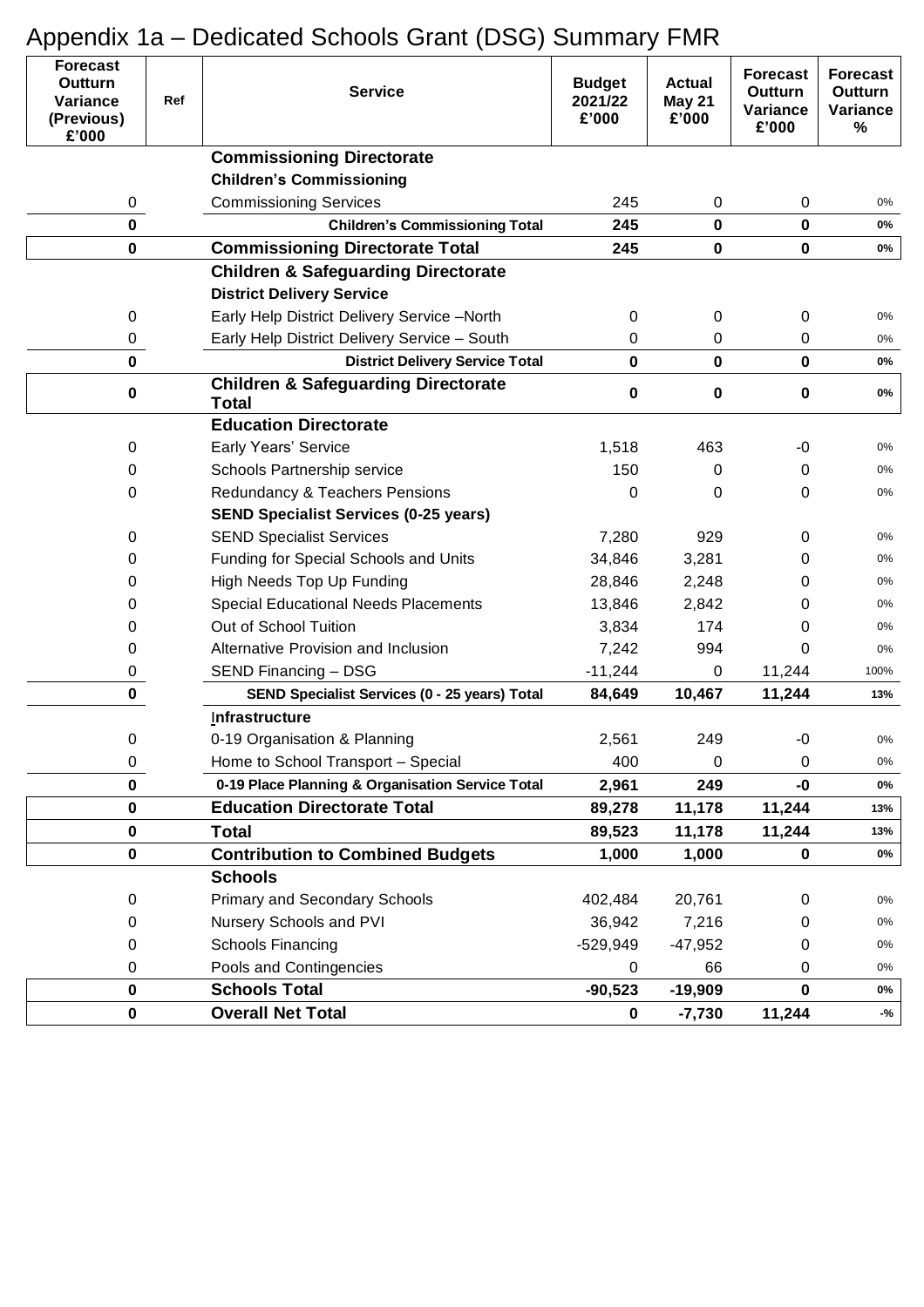# Appendix 1a – Dedicated Schools Grant (DSG) Summary FMR

| Forecast Outturn Variance (Previous) £'000 | Ref | Service | Budget 2021/22 £'000 | Actual May 21 £'000 | Forecast Outturn Variance £'000 | Forecast Outturn Variance % |
|---|---|---|---|---|---|---|
| | | **Commissioning Directorate** | | | | |
| | | **Children's Commissioning** | | | | |
| 0 | | Commissioning Services | 245 | 0 | 0 | 0% |
| **0** | | **Children's Commissioning Total** | **245** | **0** | **0** | **0%** |
| **0** | | **Commissioning Directorate Total** | **245** | **0** | **0** | **0%** |
| | | **Children & Safeguarding Directorate** | | | | |
| | | **District Delivery Service** | | | | |
| 0 | | Early Help District Delivery Service –North | 0 | 0 | 0 | 0% |
| 0 | | Early Help District Delivery Service – South | 0 | 0 | 0 | 0% |
| **0** | | **District Delivery Service Total** | **0** | **0** | **0** | **0%** |
| **0** | | **Children & Safeguarding Directorate Total** | **0** | **0** | **0** | **0%** |
| | | **Education Directorate** | | | | |
| 0 | | Early Years' Service | 1,518 | 463 | -0 | 0% |
| 0 | | Schools Partnership service | 150 | 0 | 0 | 0% |
| 0 | | Redundancy & Teachers Pensions | 0 | 0 | 0 | 0% |
| | | **SEND Specialist Services (0-25 years)** | | | | |
| 0 | | SEND Specialist Services | 7,280 | 929 | 0 | 0% |
| 0 | | Funding for Special Schools and Units | 34,846 | 3,281 | 0 | 0% |
| 0 | | High Needs Top Up Funding | 28,846 | 2,248 | 0 | 0% |
| 0 | | Special Educational Needs Placements | 13,846 | 2,842 | 0 | 0% |
| 0 | | Out of School Tuition | 3,834 | 174 | 0 | 0% |
| 0 | | Alternative Provision and Inclusion | 7,242 | 994 | 0 | 0% |
| 0 | | SEND Financing – DSG | -11,244 | 0 | 11,244 | 100% |
| **0** | | **SEND Specialist Services (0 - 25 years) Total** | **84,649** | **10,467** | **11,244** | **13%** |
| | | **Infrastructure** | | | | |
| 0 | | 0-19 Organisation & Planning | 2,561 | 249 | -0 | 0% |
| 0 | | Home to School Transport – Special | 400 | 0 | 0 | 0% |
| **0** | | **0-19 Place Planning & Organisation Service Total** | **2,961** | **249** | **-0** | **0%** |
| **0** | | **Education Directorate Total** | **89,278** | **11,178** | **11,244** | **13%** |
| **0** | | **Total** | **89,523** | **11,178** | **11,244** | **13%** |
| **0** | | **Contribution to Combined Budgets** | **1,000** | **1,000** | **0** | **0%** |
| | | **Schools** | | | | |
| 0 | | Primary and Secondary Schools | 402,484 | 20,761 | 0 | 0% |
| 0 | | Nursery Schools and PVI | 36,942 | 7,216 | 0 | 0% |
| 0 | | Schools Financing | -529,949 | -47,952 | 0 | 0% |
| 0 | | Pools and Contingencies | 0 | 66 | 0 | 0% |
| **0** | | **Schools Total** | **-90,523** | **-19,909** | **0** | **0%** |
| **0** | | **Overall Net Total** | **0** | **-7,730** | **11,244** | **-%** |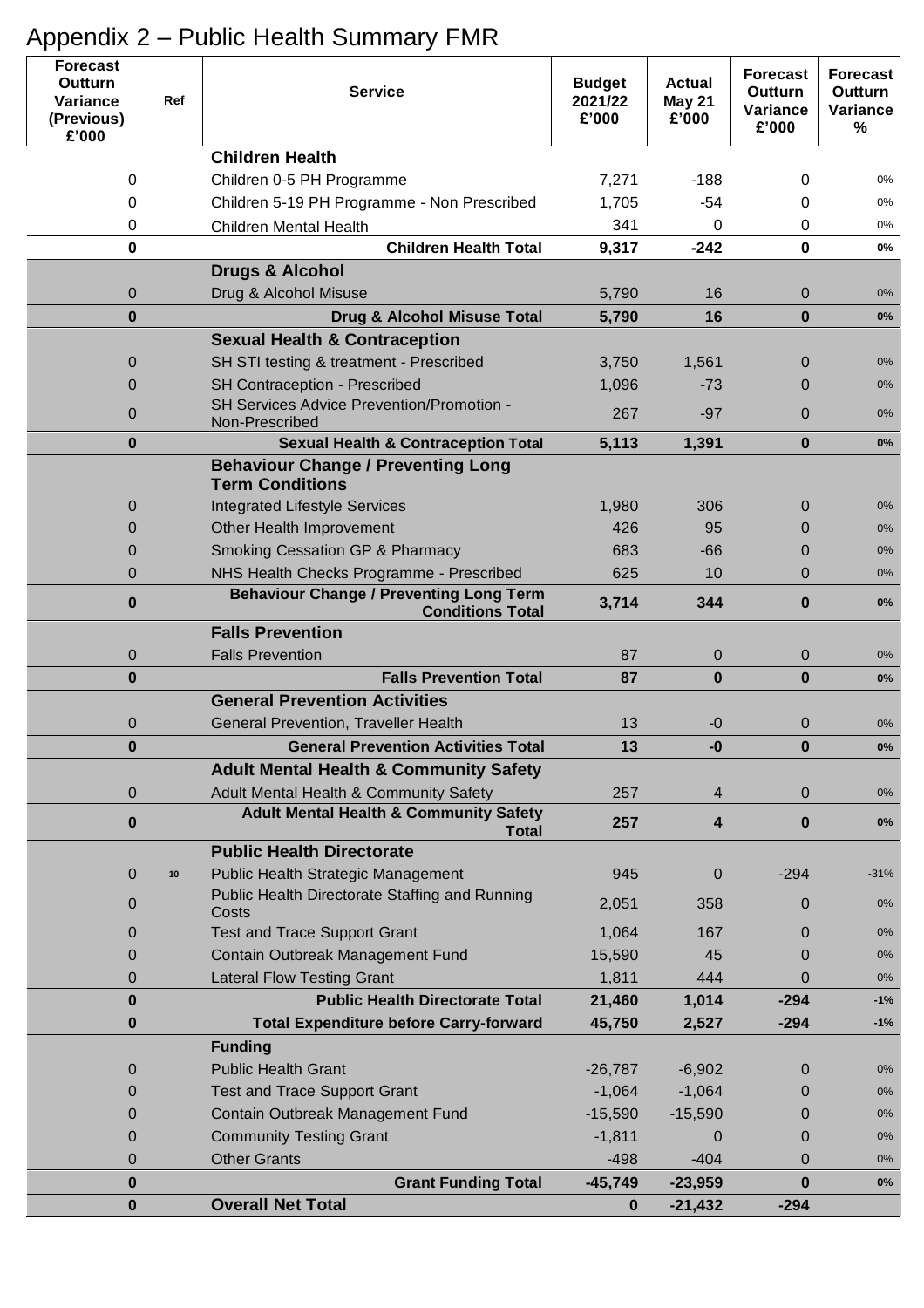# Appendix 2 – Public Health Summary FMR

| Forecast Outturn Variance (Previous) £'000 | Ref | Service | Budget 2021/22 £'000 | Actual May 21 £'000 | Forecast Outturn Variance £'000 | Forecast Outturn Variance % |
|---|---|---|---|---|---|---|
| | | **Children Health** | | | | |
| 0 | | Children 0-5 PH Programme | 7,271 | -188 | 0 | 0% |
| 0 | | Children 5-19 PH Programme - Non Prescribed | 1,705 | -54 | 0 | 0% |
| 0 | | Children Mental Health | 341 | 0 | 0 | 0% |
| **0** | | **Children Health Total** | **9,317** | **-242** | **0** | **0%** |
| | | **Drugs & Alcohol** | | | | |
| 0 | | Drug & Alcohol Misuse | 5,790 | 16 | 0 | 0% |
| **0** | | **Drug & Alcohol Misuse Total** | **5,790** | **16** | **0** | **0%** |
| | | **Sexual Health & Contraception** | | | | |
| 0 | | SH STI testing & treatment - Prescribed | 3,750 | 1,561 | 0 | 0% |
| 0 | | SH Contraception - Prescribed | 1,096 | -73 | 0 | 0% |
| 0 | | SH Services Advice Prevention/Promotion - Non-Prescribed | 267 | -97 | 0 | 0% |
| **0** | | **Sexual Health & Contraception Total** | **5,113** | **1,391** | **0** | **0%** |
| | | **Behaviour Change / Preventing Long Term Conditions** | | | | |
| 0 | | Integrated Lifestyle Services | 1,980 | 306 | 0 | 0% |
| 0 | | Other Health Improvement | 426 | 95 | 0 | 0% |
| 0 | | Smoking Cessation GP & Pharmacy | 683 | -66 | 0 | 0% |
| 0 | | NHS Health Checks Programme - Prescribed | 625 | 10 | 0 | 0% |
| **0** | | **Behaviour Change / Preventing Long Term Conditions Total** | **3,714** | **344** | **0** | **0%** |
| | | **Falls Prevention** | | | | |
| 0 | | Falls Prevention | 87 | 0 | 0 | 0% |
| **0** | | **Falls Prevention Total** | **87** | **0** | **0** | **0%** |
| | | **General Prevention Activities** | | | | |
| 0 | | General Prevention, Traveller Health | 13 | -0 | 0 | 0% |
| **0** | | **General Prevention Activities Total** | **13** | **-0** | **0** | **0%** |
| | | **Adult Mental Health & Community Safety** | | | | |
| 0 | | Adult Mental Health & Community Safety | 257 | 4 | 0 | 0% |
| **0** | | **Adult Mental Health & Community Safety Total** | **257** | **4** | **0** | **0%** |
| | | **Public Health Directorate** | | | | |
| 0 | 10 | Public Health Strategic Management | 945 | 0 | -294 | -31% |
| 0 | | Public Health Directorate Staffing and Running Costs | 2,051 | 358 | 0 | 0% |
| 0 | | Test and Trace Support Grant | 1,064 | 167 | 0 | 0% |
| 0 | | Contain Outbreak Management Fund | 15,590 | 45 | 0 | 0% |
| 0 | | Lateral Flow Testing Grant | 1,811 | 444 | 0 | 0% |
| **0** | | **Public Health Directorate Total** | **21,460** | **1,014** | **-294** | **-1%** |
| **0** | | **Total Expenditure before Carry-forward** | **45,750** | **2,527** | **-294** | **-1%** |
| | | **Funding** | | | | |
| 0 | | Public Health Grant | -26,787 | -6,902 | 0 | 0% |
| 0 | | Test and Trace Support Grant | -1,064 | -1,064 | 0 | 0% |
| 0 | | Contain Outbreak Management Fund | -15,590 | -15,590 | 0 | 0% |
| 0 | | Community Testing Grant | -1,811 | 0 | 0 | 0% |
| 0 | | Other Grants | -498 | -404 | 0 | 0% |
| **0** | | **Grant Funding Total** | **-45,749** | **-23,959** | **0** | **0%** |
| **0** | | **Overall Net Total** | **0** | **-21,432** | **-294** | |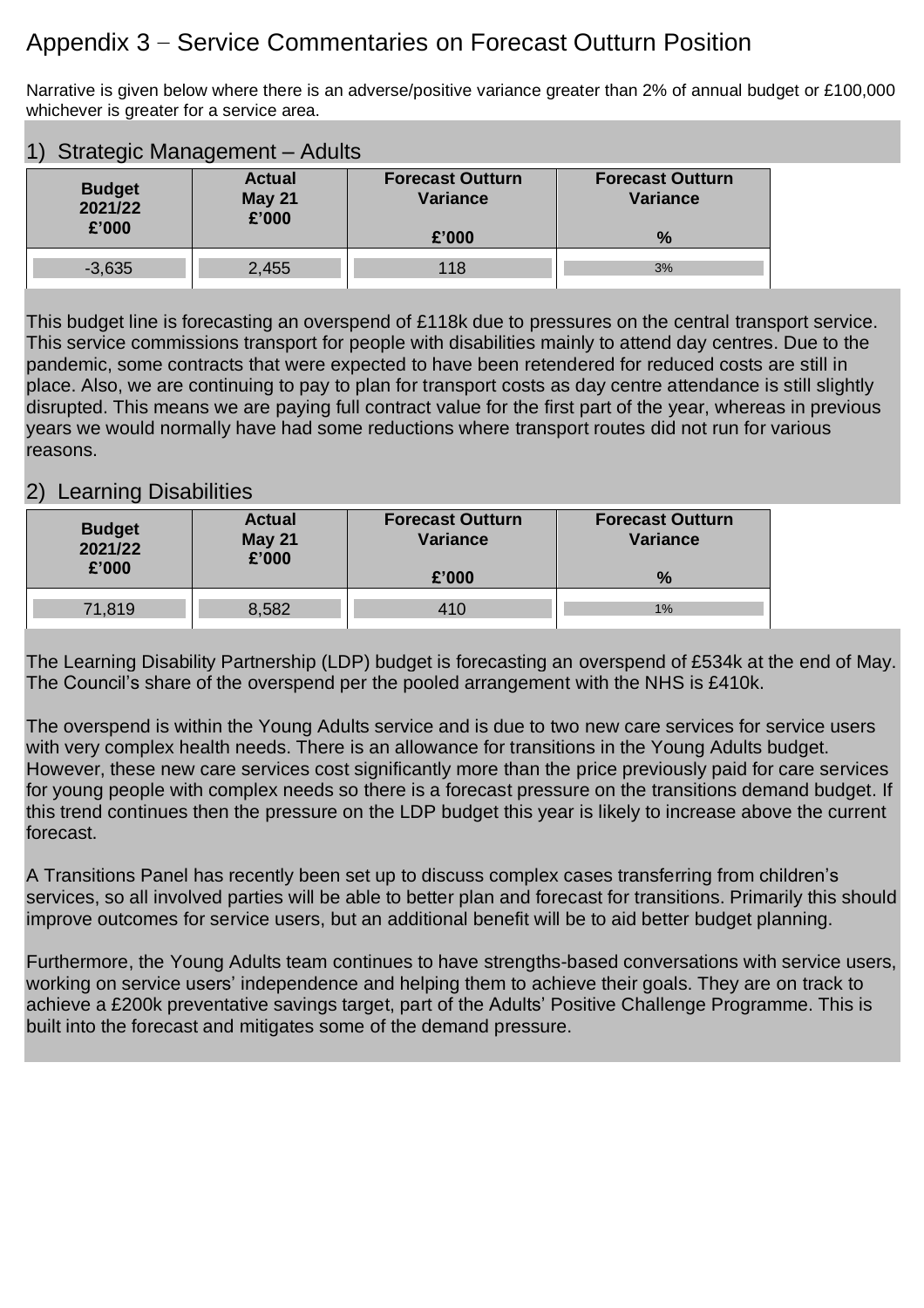# Appendix 3 – Service Commentaries on Forecast Outturn Position

Narrative is given below where there is an adverse/positive variance greater than 2% of annual budget or £100,000 whichever is greater for a service area.

## 1) Strategic Management – Adults

| Budget 2021/22 £'000 | Actual May 21 £'000 | Forecast Outturn Variance £'000 | Forecast Outturn Variance % |
|---|---|---|---|
| -3,635 | 2,455 | 118 | 3% |

This budget line is forecasting an overspend of £118k due to pressures on the central transport service. This service commissions transport for people with disabilities mainly to attend day centres. Due to the pandemic, some contracts that were expected to have been retendered for reduced costs are still in place. Also, we are continuing to pay to plan for transport costs as day centre attendance is still slightly disrupted. This means we are paying full contract value for the first part of the year, whereas in previous years we would normally have had some reductions where transport routes did not run for various reasons.

## 2) Learning Disabilities

| Budget 2021/22 £'000 | Actual May 21 £'000 | Forecast Outturn Variance £'000 | Forecast Outturn Variance % |
|---|---|---|---|
| 71,819 | 8,582 | 410 | 1% |

The Learning Disability Partnership (LDP) budget is forecasting an overspend of £534k at the end of May. The Council's share of the overspend per the pooled arrangement with the NHS is £410k.

The overspend is within the Young Adults service and is due to two new care services for service users with very complex health needs. There is an allowance for transitions in the Young Adults budget. However, these new care services cost significantly more than the price previously paid for care services for young people with complex needs so there is a forecast pressure on the transitions demand budget. If this trend continues then the pressure on the LDP budget this year is likely to increase above the current forecast.

A Transitions Panel has recently been set up to discuss complex cases transferring from children's services, so all involved parties will be able to better plan and forecast for transitions. Primarily this should improve outcomes for service users, but an additional benefit will be to aid better budget planning.

Furthermore, the Young Adults team continues to have strengths-based conversations with service users, working on service users' independence and helping them to achieve their goals. They are on track to achieve a £200k preventative savings target, part of the Adults' Positive Challenge Programme. This is built into the forecast and mitigates some of the demand pressure.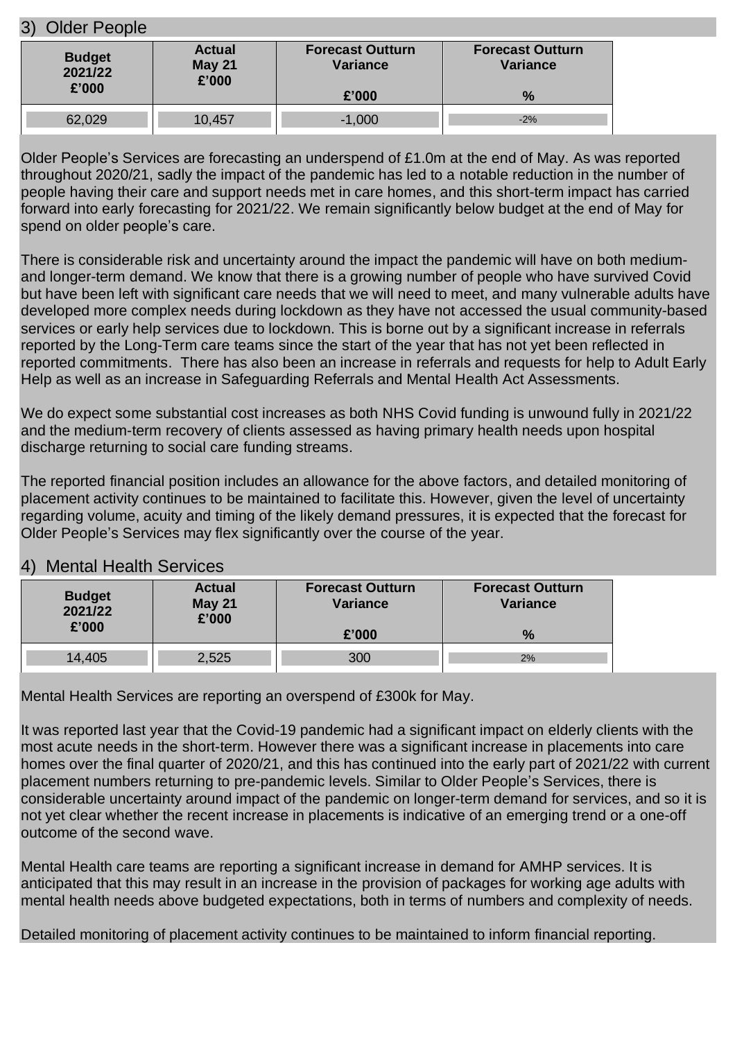## 3) Older People

| Budget 2021/22 £'000 | Actual May 21 £'000 | Forecast Outturn Variance £'000 | Forecast Outturn Variance % |
|---|---|---|---|
| 62,029 | 10,457 | -1,000 | -2% |

Older People's Services are forecasting an underspend of £1.0m at the end of May. As was reported throughout 2020/21, sadly the impact of the pandemic has led to a notable reduction in the number of people having their care and support needs met in care homes, and this short-term impact has carried forward into early forecasting for 2021/22. We remain significantly below budget at the end of May for spend on older people's care.

There is considerable risk and uncertainty around the impact the pandemic will have on both medium- and longer-term demand. We know that there is a growing number of people who have survived Covid but have been left with significant care needs that we will need to meet, and many vulnerable adults have developed more complex needs during lockdown as they have not accessed the usual community-based services or early help services due to lockdown. This is borne out by a significant increase in referrals reported by the Long-Term care teams since the start of the year that has not yet been reflected in reported commitments. There has also been an increase in referrals and requests for help to Adult Early Help as well as an increase in Safeguarding Referrals and Mental Health Act Assessments.

We do expect some substantial cost increases as both NHS Covid funding is unwound fully in 2021/22 and the medium-term recovery of clients assessed as having primary health needs upon hospital discharge returning to social care funding streams.

The reported financial position includes an allowance for the above factors, and detailed monitoring of placement activity continues to be maintained to facilitate this. However, given the level of uncertainty regarding volume, acuity and timing of the likely demand pressures, it is expected that the forecast for Older People's Services may flex significantly over the course of the year.

## 4) Mental Health Services

| Budget 2021/22 £'000 | Actual May 21 £'000 | Forecast Outturn Variance £'000 | Forecast Outturn Variance % |
|---|---|---|---|
| 14,405 | 2,525 | 300 | 2% |

Mental Health Services are reporting an overspend of £300k for May.

It was reported last year that the Covid-19 pandemic had a significant impact on elderly clients with the most acute needs in the short-term. However there was a significant increase in placements into care homes over the final quarter of 2020/21, and this has continued into the early part of 2021/22 with current placement numbers returning to pre-pandemic levels. Similar to Older People's Services, there is considerable uncertainty around impact of the pandemic on longer-term demand for services, and so it is not yet clear whether the recent increase in placements is indicative of an emerging trend or a one-off outcome of the second wave.

Mental Health care teams are reporting a significant increase in demand for AMHP services. It is anticipated that this may result in an increase in the provision of packages for working age adults with mental health needs above budgeted expectations, both in terms of numbers and complexity of needs.

Detailed monitoring of placement activity continues to be maintained to inform financial reporting.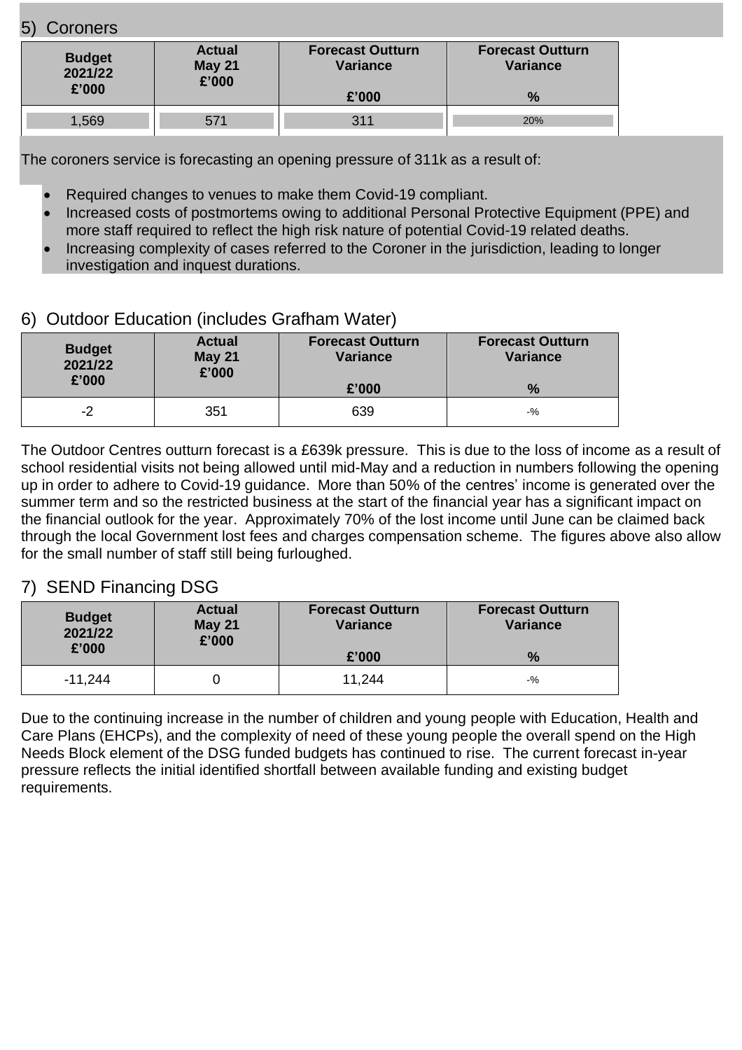## 5) Coroners

| Budget 2021/22 £'000 | Actual May 21 £'000 | Forecast Outturn Variance £'000 | Forecast Outturn Variance % |
|---|---|---|---|
| 1,569 | 571 | 311 | 20% |

The coroners service is forecasting an opening pressure of 311k as a result of:

- Required changes to venues to make them Covid-19 compliant.
- Increased costs of postmortems owing to additional Personal Protective Equipment (PPE) and more staff required to reflect the high risk nature of potential Covid-19 related deaths.
- Increasing complexity of cases referred to the Coroner in the jurisdiction, leading to longer investigation and inquest durations.

## 6) Outdoor Education (includes Grafham Water)

| Budget 2021/22 £'000 | Actual May 21 £'000 | Forecast Outturn Variance £'000 | Forecast Outturn Variance % |
|---|---|---|---|
| -2 | 351 | 639 | -% |

The Outdoor Centres outturn forecast is a £639k pressure. This is due to the loss of income as a result of school residential visits not being allowed until mid-May and a reduction in numbers following the opening up in order to adhere to Covid-19 guidance. More than 50% of the centres' income is generated over the summer term and so the restricted business at the start of the financial year has a significant impact on the financial outlook for the year. Approximately 70% of the lost income until June can be claimed back through the local Government lost fees and charges compensation scheme. The figures above also allow for the small number of staff still being furloughed.

## 7) SEND Financing DSG

| Budget 2021/22 £'000 | Actual May 21 £'000 | Forecast Outturn Variance £'000 | Forecast Outturn Variance % |
|---|---|---|---|
| -11,244 | 0 | 11,244 | -% |

Due to the continuing increase in the number of children and young people with Education, Health and Care Plans (EHCPs), and the complexity of need of these young people the overall spend on the High Needs Block element of the DSG funded budgets has continued to rise. The current forecast in-year pressure reflects the initial identified shortfall between available funding and existing budget requirements.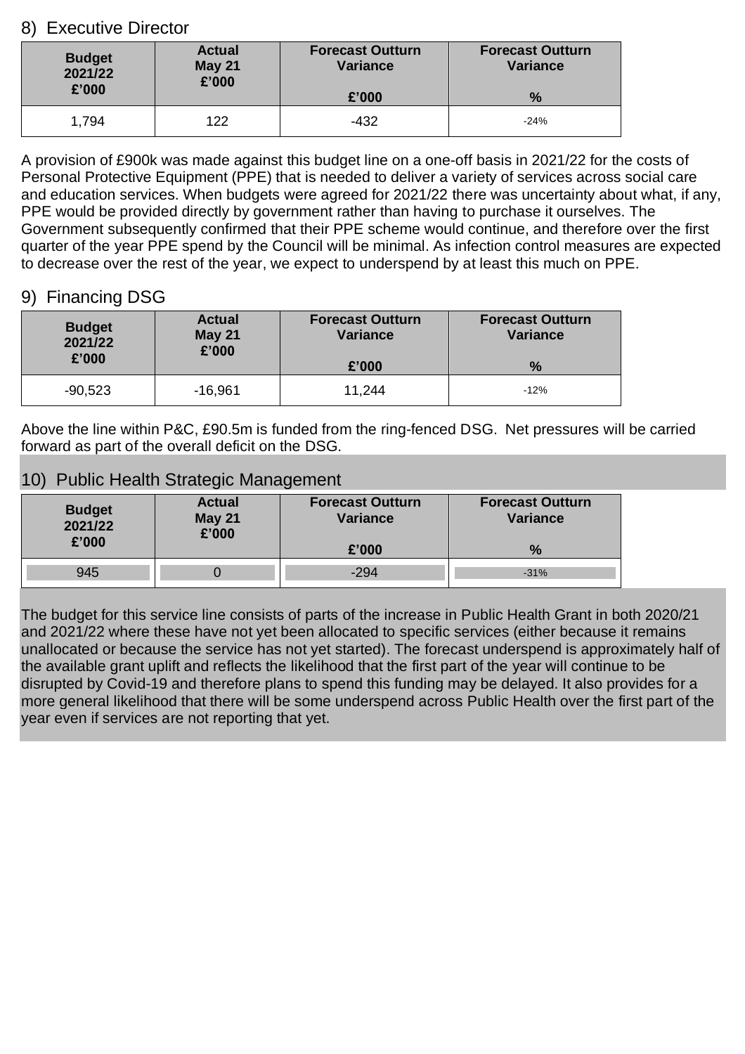## 8) Executive Director

| Budget 2021/22 £'000 | Actual May 21 £'000 | Forecast Outturn Variance £'000 | Forecast Outturn Variance % |
|---|---|---|---|
| 1,794 | 122 | -432 | -24% |

A provision of £900k was made against this budget line on a one-off basis in 2021/22 for the costs of Personal Protective Equipment (PPE) that is needed to deliver a variety of services across social care and education services. When budgets were agreed for 2021/22 there was uncertainty about what, if any, PPE would be provided directly by government rather than having to purchase it ourselves. The Government subsequently confirmed that their PPE scheme would continue, and therefore over the first quarter of the year PPE spend by the Council will be minimal. As infection control measures are expected to decrease over the rest of the year, we expect to underspend by at least this much on PPE.

## 9) Financing DSG

| Budget 2021/22 £'000 | Actual May 21 £'000 | Forecast Outturn Variance £'000 | Forecast Outturn Variance % |
|---|---|---|---|
| -90,523 | -16,961 | 11,244 | -12% |

Above the line within P&C, £90.5m is funded from the ring-fenced DSG. Net pressures will be carried forward as part of the overall deficit on the DSG.

## 10) Public Health Strategic Management

| Budget 2021/22 £'000 | Actual May 21 £'000 | Forecast Outturn Variance £'000 | Forecast Outturn Variance % |
|---|---|---|---|
| 945 | 0 | -294 | -31% |

The budget for this service line consists of parts of the increase in Public Health Grant in both 2020/21 and 2021/22 where these have not yet been allocated to specific services (either because it remains unallocated or because the service has not yet started). The forecast underspend is approximately half of the available grant uplift and reflects the likelihood that the first part of the year will continue to be disrupted by Covid-19 and therefore plans to spend this funding may be delayed. It also provides for a more general likelihood that there will be some underspend across Public Health over the first part of the year even if services are not reporting that yet.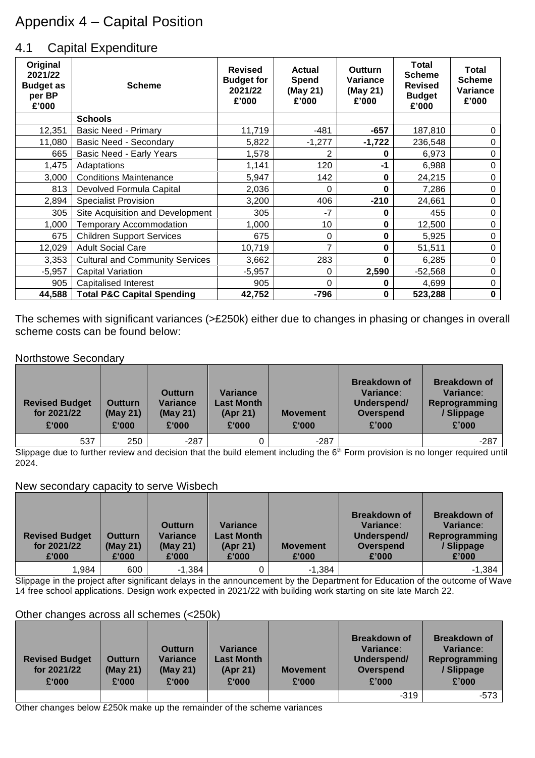# Appendix 4 – Capital Position

## 4.1 Capital Expenditure

| Original 2021/22 Budget as per BP £'000 | Scheme | Revised Budget for 2021/22 £'000 | Actual Spend (May 21) £'000 | Outturn Variance (May 21) £'000 | Total Scheme Revised Budget £'000 | Total Scheme Variance £'000 |
|---|---|---|---|---|---|---|
| | **Schools** | | | | | |
| 12,351 | Basic Need - Primary | 11,719 | -481 | **-657** | 187,810 | 0 |
| 11,080 | Basic Need - Secondary | 5,822 | -1,277 | **-1,722** | 236,548 | 0 |
| 665 | Basic Need - Early Years | 1,578 | 2 | **0** | 6,973 | 0 |
| 1,475 | Adaptations | 1,141 | 120 | **-1** | 6,988 | 0 |
| 3,000 | Conditions Maintenance | 5,947 | 142 | **0** | 24,215 | 0 |
| 813 | Devolved Formula Capital | 2,036 | 0 | **0** | 7,286 | 0 |
| 2,894 | Specialist Provision | 3,200 | 406 | **-210** | 24,661 | 0 |
| 305 | Site Acquisition and Development | 305 | -7 | **0** | 455 | 0 |
| 1,000 | Temporary Accommodation | 1,000 | 10 | **0** | 12,500 | 0 |
| 675 | Children Support Services | 675 | 0 | **0** | 5,925 | 0 |
| 12,029 | Adult Social Care | 10,719 | 7 | **0** | 51,511 | 0 |
| 3,353 | Cultural and Community Services | 3,662 | 283 | **0** | 6,285 | 0 |
| -5,957 | Capital Variation | -5,957 | 0 | **2,590** | -52,568 | 0 |
| 905 | Capitalised Interest | 905 | 0 | **0** | 4,699 | 0 |
| **44,588** | **Total P&C Capital Spending** | **42,752** | **-796** | **0** | **523,288** | **0** |

The schemes with significant variances (>£250k) either due to changes in phasing or changes in overall scheme costs can be found below:

Northstowe Secondary

| Revised Budget for 2021/22 £'000 | Outturn (May 21) £'000 | Outturn Variance (May 21) £'000 | Variance Last Month (Apr 21) £'000 | Movement £'000 | Breakdown of Variance: Underspend/ Overspend £'000 | Breakdown of Variance: Reprogramming / Slippage £'000 |
|---|---|---|---|---|---|---|
| 537 | 250 | -287 | 0 | -287 | | -287 |

Slippage due to further review and decision that the build element including the 6th Form provision is no longer required until 2024.

New secondary capacity to serve Wisbech

| Revised Budget for 2021/22 £'000 | Outturn (May 21) £'000 | Outturn Variance (May 21) £'000 | Variance Last Month (Apr 21) £'000 | Movement £'000 | Breakdown of Variance: Underspend/ Overspend £'000 | Breakdown of Variance: Reprogramming / Slippage £'000 |
|---|---|---|---|---|---|---|
| 1,984 | 600 | -1,384 | 0 | -1,384 | | -1,384 |

Slippage in the project after significant delays in the announcement by the Department for Education of the outcome of Wave 14 free school applications. Design work expected in 2021/22 with building work starting on site late March 22.

Other changes across all schemes (<250k)

| Revised Budget for 2021/22 £'000 | Outturn (May 21) £'000 | Outturn Variance (May 21) £'000 | Variance Last Month (Apr 21) £'000 | Movement £'000 | Breakdown of Variance: Underspend/ Overspend £'000 | Breakdown of Variance: Reprogramming / Slippage £'000 |
|---|---|---|---|---|---|---|
| | | | | | -319 | -573 |

Other changes below £250k make up the remainder of the scheme variances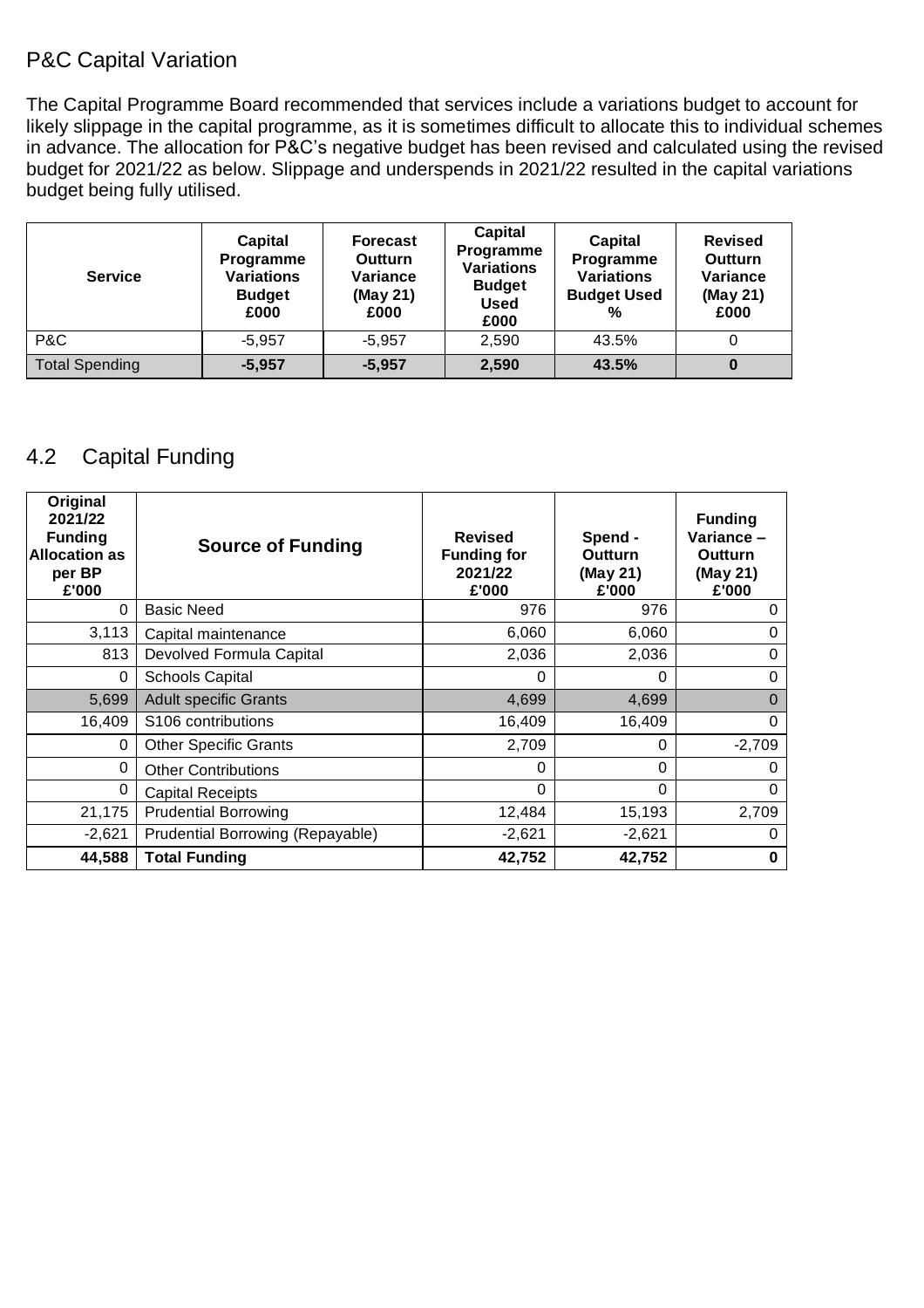## P&C Capital Variation

The Capital Programme Board recommended that services include a variations budget to account for likely slippage in the capital programme, as it is sometimes difficult to allocate this to individual schemes in advance. The allocation for P&C's negative budget has been revised and calculated using the revised budget for 2021/22 as below. Slippage and underspends in 2021/22 resulted in the capital variations budget being fully utilised.

| Service | Capital Programme Variations Budget £000 | Forecast Outturn Variance (May 21) £000 | Capital Programme Variations Budget Used £000 | Capital Programme Variations Budget Used % | Revised Outturn Variance (May 21) £000 |
|---|---|---|---|---|---|
| P&C | -5,957 | -5,957 | 2,590 | 43.5% | 0 |
| Total Spending | **-5,957** | **-5,957** | **2,590** | **43.5%** | **0** |

## 4.2 Capital Funding

| Original 2021/22 Funding Allocation as per BP £'000 | Source of Funding | Revised Funding for 2021/22 £'000 | Spend - Outturn (May 21) £'000 | Funding Variance – Outturn (May 21) £'000 |
|---|---|---|---|---|
| 0 | Basic Need | 976 | 976 | 0 |
| 3,113 | Capital maintenance | 6,060 | 6,060 | 0 |
| 813 | Devolved Formula Capital | 2,036 | 2,036 | 0 |
| 0 | Schools Capital | 0 | 0 | 0 |
| 5,699 | Adult specific Grants | 4,699 | 4,699 | 0 |
| 16,409 | S106 contributions | 16,409 | 16,409 | 0 |
| 0 | Other Specific Grants | 2,709 | 0 | -2,709 |
| 0 | Other Contributions | 0 | 0 | 0 |
| 0 | Capital Receipts | 0 | 0 | 0 |
| 21,175 | Prudential Borrowing | 12,484 | 15,193 | 2,709 |
| -2,621 | Prudential Borrowing (Repayable) | -2,621 | -2,621 | 0 |
| **44,588** | **Total Funding** | **42,752** | **42,752** | **0** |